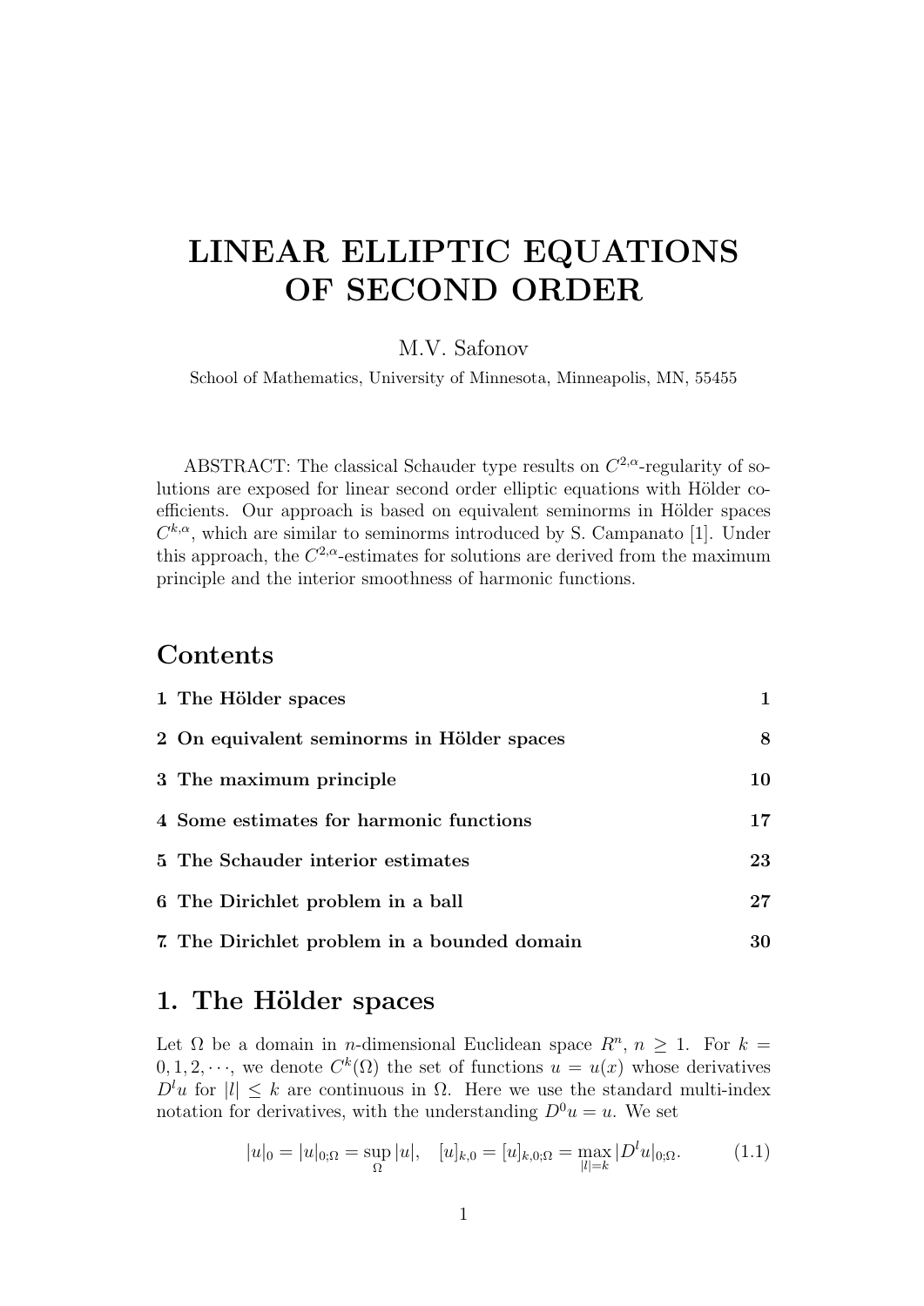# LINEAR ELLIPTIC EQUATIONS OF SECOND ORDER

M.V. Safonov

School of Mathematics, University of Minnesota, Minneapolis, MN, 55455

ABSTRACT: The classical Schauder type results on $C^{2,\alpha}$-regularity of solutions are exposed for linear second order elliptic equations with Hölder coefficients. Our approach is based on equivalent seminorms in Hölder spaces $C^{k,\alpha}$, which are similar to seminorms introduced by S. Campanato [1]. Under this approach, the $C^{2,\alpha}$-estimates for solutions are derived from the maximum principle and the interior smoothness of harmonic functions.

## Contents

| | |
|---|---|
| **1. The Hölder spaces** | **1** |
| **2 On equivalent seminorms in Hölder spaces** | **8** |
| **3 The maximum principle** | **10** |
| **4 Some estimates for harmonic functions** | **17** |
| **5 The Schauder interior estimates** | **23** |
| **6 The Dirichlet problem in a ball** | **27** |
| **7. The Dirichlet problem in a bounded domain** | **30** |

## 1. The Hölder spaces

Let $\Omega$ be a domain in $n$-dimensional Euclidean space $R^n$, $n \geq 1$. For $k = 0, 1, 2, \cdots$, we denote $C^k(\Omega)$ the set of functions $u = u(x)$ whose derivatives $D^l u$ for $|l| \leq k$ are continuous in $\Omega$. Here we use the standard multi-index notation for derivatives, with the understanding $D^0 u = u$. We set

$$|u|_0 = |u|_{0;\Omega} = \sup_{\Omega} |u|, \quad [u]_{k,0} = [u]_{k,0;\Omega} = \max_{|l|=k} |D^l u|_{0;\Omega}. \tag{1.1}$$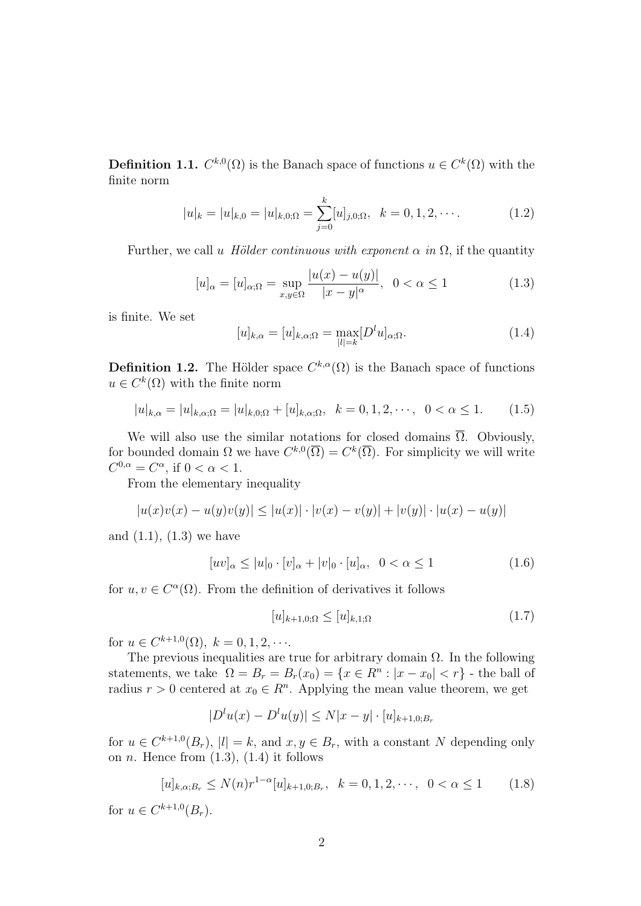**Definition 1.1.** $C^{k,0}(\Omega)$ is the Banach space of functions $u \in C^k(\Omega)$ with the finite norm

$$|u|_k = |u|_{k,0} = |u|_{k,0;\Omega} = \sum_{j=0}^{k} [u]_{j,0;\Omega}, \quad k = 0, 1, 2, \cdots. \tag{1.2}$$

Further, we call $u$ *Hölder continuous with exponent $\alpha$ in $\Omega$*, if the quantity

$$[u]_\alpha = [u]_{\alpha;\Omega} = \sup_{x,y\in\Omega} \frac{|u(x) - u(y)|}{|x-y|^\alpha}, \quad 0 < \alpha \le 1 \tag{1.3}$$

is finite. We set

$$[u]_{k,\alpha} = [u]_{k,\alpha;\Omega} = \max_{|l|=k} [D^l u]_{\alpha;\Omega}. \tag{1.4}$$

**Definition 1.2.** The Hölder space $C^{k,\alpha}(\Omega)$ is the Banach space of functions $u \in C^k(\Omega)$ with the finite norm

$$|u|_{k,\alpha} = |u|_{k,\alpha;\Omega} = |u|_{k,0;\Omega} + [u]_{k,\alpha;\Omega}, \quad k = 0, 1, 2, \cdots, \quad 0 < \alpha \le 1. \tag{1.5}$$

We will also use the similar notations for closed domains $\overline{\Omega}$. Obviously, for bounded domain $\Omega$ we have $C^{k,0}(\overline{\Omega}) = C^k(\overline{\Omega})$. For simplicity we will write $C^{0,\alpha} = C^\alpha$, if $0 < \alpha < 1$.

From the elementary inequality

$$|u(x)v(x) - u(y)v(y)| \le |u(x)| \cdot |v(x) - v(y)| + |v(y)| \cdot |u(x) - u(y)|$$

and (1.1), (1.3) we have

$$[uv]_\alpha \le |u|_0 \cdot [v]_\alpha + |v|_0 \cdot [u]_\alpha, \quad 0 < \alpha \le 1 \tag{1.6}$$

for $u, v \in C^\alpha(\Omega)$. From the definition of derivatives it follows

$$[u]_{k+1,0;\Omega} \le [u]_{k,1;\Omega} \tag{1.7}$$

for $u \in C^{k+1,0}(\Omega)$, $k = 0, 1, 2, \cdots$.

The previous inequalities are true for arbitrary domain $\Omega$. In the following statements, we take $\Omega = B_r = B_r(x_0) = \{x \in R^n : |x - x_0| < r\}$ - the ball of radius $r > 0$ centered at $x_0 \in R^n$. Applying the mean value theorem, we get

$$|D^l u(x) - D^l u(y)| \le N|x - y| \cdot [u]_{k+1,0;B_r}$$

for $u \in C^{k+1,0}(B_r)$, $|l| = k$, and $x, y \in B_r$, with a constant $N$ depending only on $n$. Hence from (1.3), (1.4) it follows

$$[u]_{k,\alpha;B_r} \le N(n) r^{1-\alpha} [u]_{k+1,0;B_r}, \quad k = 0, 1, 2, \cdots, \quad 0 < \alpha \le 1 \tag{1.8}$$

for $u \in C^{k+1,0}(B_r)$.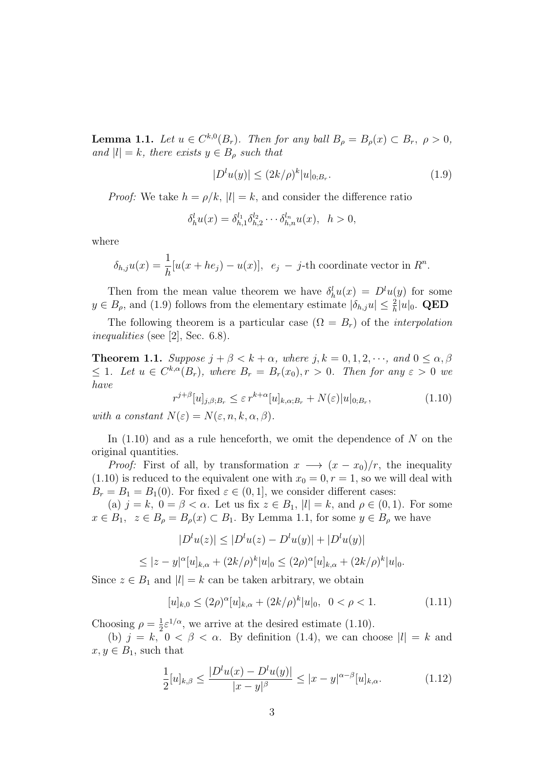**Lemma 1.1.** *Let $u \in C^{k,0}(B_r)$. Then for any ball $B_\rho = B_\rho(x) \subset B_r$, $\rho > 0$, and $|l| = k$, there exists $y \in B_\rho$ such that*

$$|D^l u(y)| \le (2k/\rho)^k |u|_{0;B_r}. \tag{1.9}$$

*Proof:* We take $h = \rho/k$, $|l| = k$, and consider the difference ratio

$$\delta_h^l u(x) = \delta_{h,1}^{l_1} \delta_{h,2}^{l_2} \cdots \delta_{h,n}^{l_n} u(x), \quad h > 0,$$

where

$$\delta_{h,j} u(x) = \frac{1}{h}[u(x + he_j) - u(x)], \quad e_j \; - \; j\text{-th coordinate vector in } R^n.$$

Then from the mean value theorem we have $\delta_h^l u(x) = D^l u(y)$ for some $y \in B_\rho$, and (1.9) follows from the elementary estimate $|\delta_{h,j} u| \le \frac{2}{h}|u|_0$. **QED**

The following theorem is a particular case ($\Omega = B_r$) of the *interpolation inequalities* (see [2], Sec. 6.8).

**Theorem 1.1.** *Suppose $j + \beta < k + \alpha$, where $j, k = 0, 1, 2, \cdots$, and $0 \le \alpha, \beta \le 1$. Let $u \in C^{k,\alpha}(B_r)$, where $B_r = B_r(x_0), r > 0$. Then for any $\varepsilon > 0$ we have*

$$r^{j+\beta}[u]_{j,\beta;B_r} \le \varepsilon \, r^{k+\alpha}[u]_{k,\alpha;B_r} + N(\varepsilon)|u|_{0;B_r}, \tag{1.10}$$

*with a constant $N(\varepsilon) = N(\varepsilon, n, k, \alpha, \beta)$.*

In (1.10) and as a rule henceforth, we omit the dependence of $N$ on the original quantities.

*Proof:* First of all, by transformation $x \longrightarrow (x - x_0)/r$, the inequality (1.10) is reduced to the equivalent one with $x_0 = 0, r = 1$, so we will deal with $B_r = B_1 = B_1(0)$. For fixed $\varepsilon \in (0, 1]$, we consider different cases:

(a) $j = k$, $0 = \beta < \alpha$. Let us fix $z \in B_1$, $|l| = k$, and $\rho \in (0, 1)$. For some $x \in B_1$, $z \in B_\rho = B_\rho(x) \subset B_1$. By Lemma 1.1, for some $y \in B_\rho$ we have

$$|D^l u(z)| \le |D^l u(z) - D^l u(y)| + |D^l u(y)|$$

$$\le |z - y|^\alpha [u]_{k,\alpha} + (2k/\rho)^k |u|_0 \le (2\rho)^\alpha [u]_{k,\alpha} + (2k/\rho)^k |u|_0.$$

Since $z \in B_1$ and $|l| = k$ can be taken arbitrary, we obtain

$$[u]_{k,0} \le (2\rho)^\alpha [u]_{k,\alpha} + (2k/\rho)^k |u|_0, \quad 0 < \rho < 1. \tag{1.11}$$

Choosing $\rho = \frac{1}{2}\varepsilon^{1/\alpha}$, we arrive at the desired estimate (1.10).

(b) $j = k$, $0 < \beta < \alpha$. By definition (1.4), we can choose $|l| = k$ and $x, y \in B_1$, such that

$$\frac{1}{2}[u]_{k,\beta} \le \frac{|D^l u(x) - D^l u(y)|}{|x - y|^\beta} \le |x - y|^{\alpha - \beta}[u]_{k,\alpha}. \tag{1.12}$$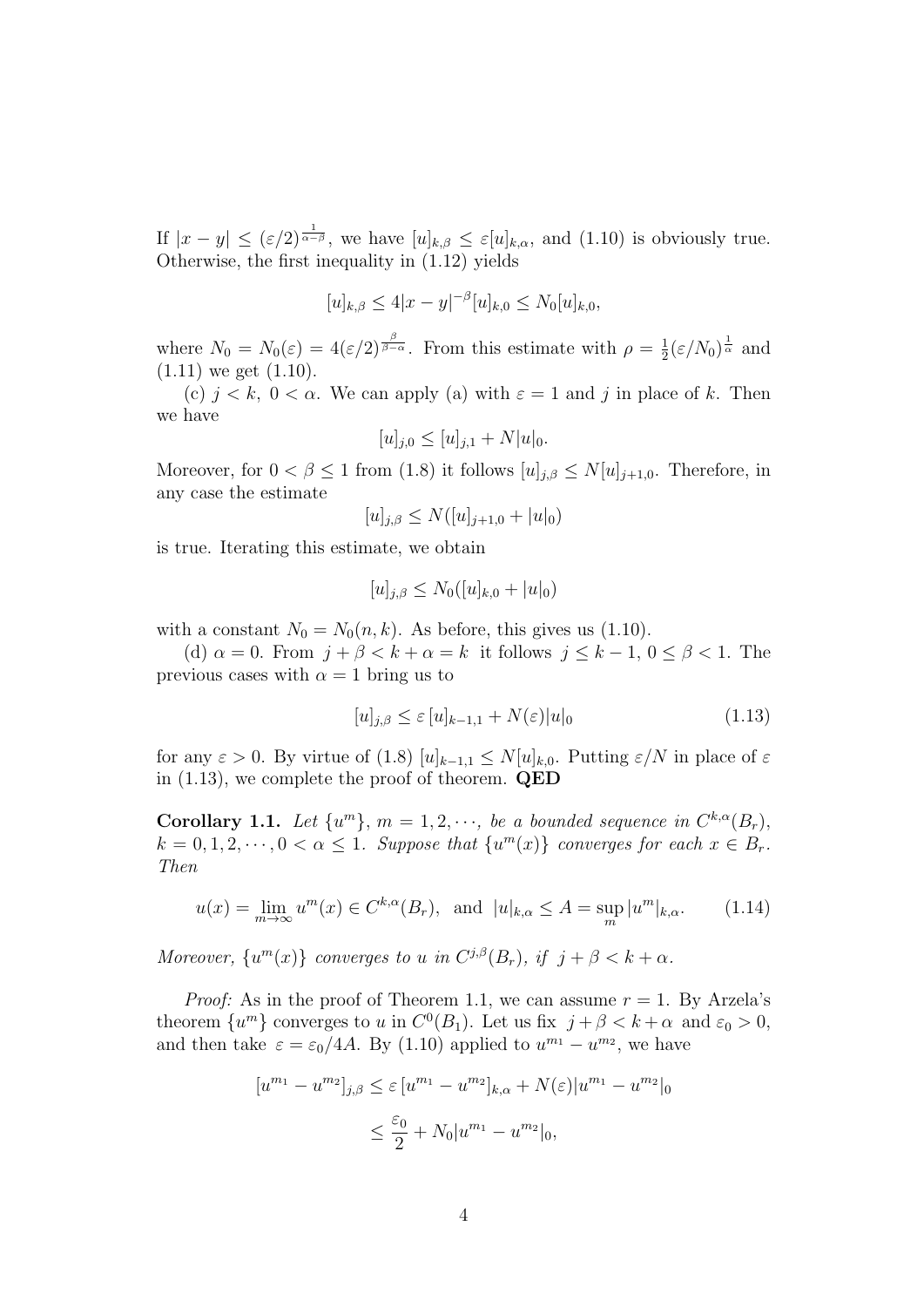If $|x-y| \le (\varepsilon/2)^{\frac{1}{\alpha-\beta}}$, we have $[u]_{k,\beta} \le \varepsilon [u]_{k,\alpha}$, and (1.10) is obviously true. Otherwise, the first inequality in (1.12) yields

$$[u]_{k,\beta} \le 4|x-y|^{-\beta}[u]_{k,0} \le N_0[u]_{k,0},$$

where $N_0 = N_0(\varepsilon) = 4(\varepsilon/2)^{\frac{\beta}{\beta-\alpha}}$. From this estimate with $\rho = \frac{1}{2}(\varepsilon/N_0)^{\frac{1}{\alpha}}$ and (1.11) we get (1.10).

(c) $j < k,\ 0 < \alpha$. We can apply (a) with $\varepsilon = 1$ and $j$ in place of $k$. Then we have

$$[u]_{j,0} \le [u]_{j,1} + N|u|_0.$$

Moreover, for $0 < \beta \le 1$ from (1.8) it follows $[u]_{j,\beta} \le N[u]_{j+1,0}$. Therefore, in any case the estimate

$$[u]_{j,\beta} \le N([u]_{j+1,0} + |u|_0)$$

is true. Iterating this estimate, we obtain

$$[u]_{j,\beta} \le N_0([u]_{k,0} + |u|_0)$$

with a constant $N_0 = N_0(n,k)$. As before, this gives us (1.10).

(d) $\alpha = 0$. From $j + \beta < k + \alpha = k$ it follows $j \le k-1,\ 0 \le \beta < 1$. The previous cases with $\alpha = 1$ bring us to

$$[u]_{j,\beta} \le \varepsilon\,[u]_{k-1,1} + N(\varepsilon)|u|_0 \tag{1.13}$$

for any $\varepsilon > 0$. By virtue of (1.8) $[u]_{k-1,1} \le N[u]_{k,0}$. Putting $\varepsilon/N$ in place of $\varepsilon$ in (1.13), we complete the proof of theorem. **QED**

**Corollary 1.1.** *Let $\{u^m\}$, $m = 1, 2, \cdots$, be a bounded sequence in $C^{k,\alpha}(B_r)$, $k = 0, 1, 2, \cdots, 0 < \alpha \le 1$. Suppose that $\{u^m(x)\}$ converges for each $x \in B_r$. Then*

$$u(x) = \lim_{m\to\infty} u^m(x) \in C^{k,\alpha}(B_r), \text{ and } |u|_{k,\alpha} \le A = \sup_m |u^m|_{k,\alpha}. \tag{1.14}$$

*Moreover, $\{u^m(x)\}$ converges to $u$ in $C^{j,\beta}(B_r)$, if $j + \beta < k + \alpha$.*

*Proof:* As in the proof of Theorem 1.1, we can assume $r = 1$. By Arzela's theorem $\{u^m\}$ converges to $u$ in $C^0(B_1)$. Let us fix $j + \beta < k + \alpha$ and $\varepsilon_0 > 0$, and then take $\varepsilon = \varepsilon_0/4A$. By (1.10) applied to $u^{m_1} - u^{m_2}$, we have

$$[u^{m_1} - u^{m_2}]_{j,\beta} \le \varepsilon\,[u^{m_1} - u^{m_2}]_{k,\alpha} + N(\varepsilon)|u^{m_1} - u^{m_2}|_0$$

$$\le \frac{\varepsilon_0}{2} + N_0|u^{m_1} - u^{m_2}|_0,$$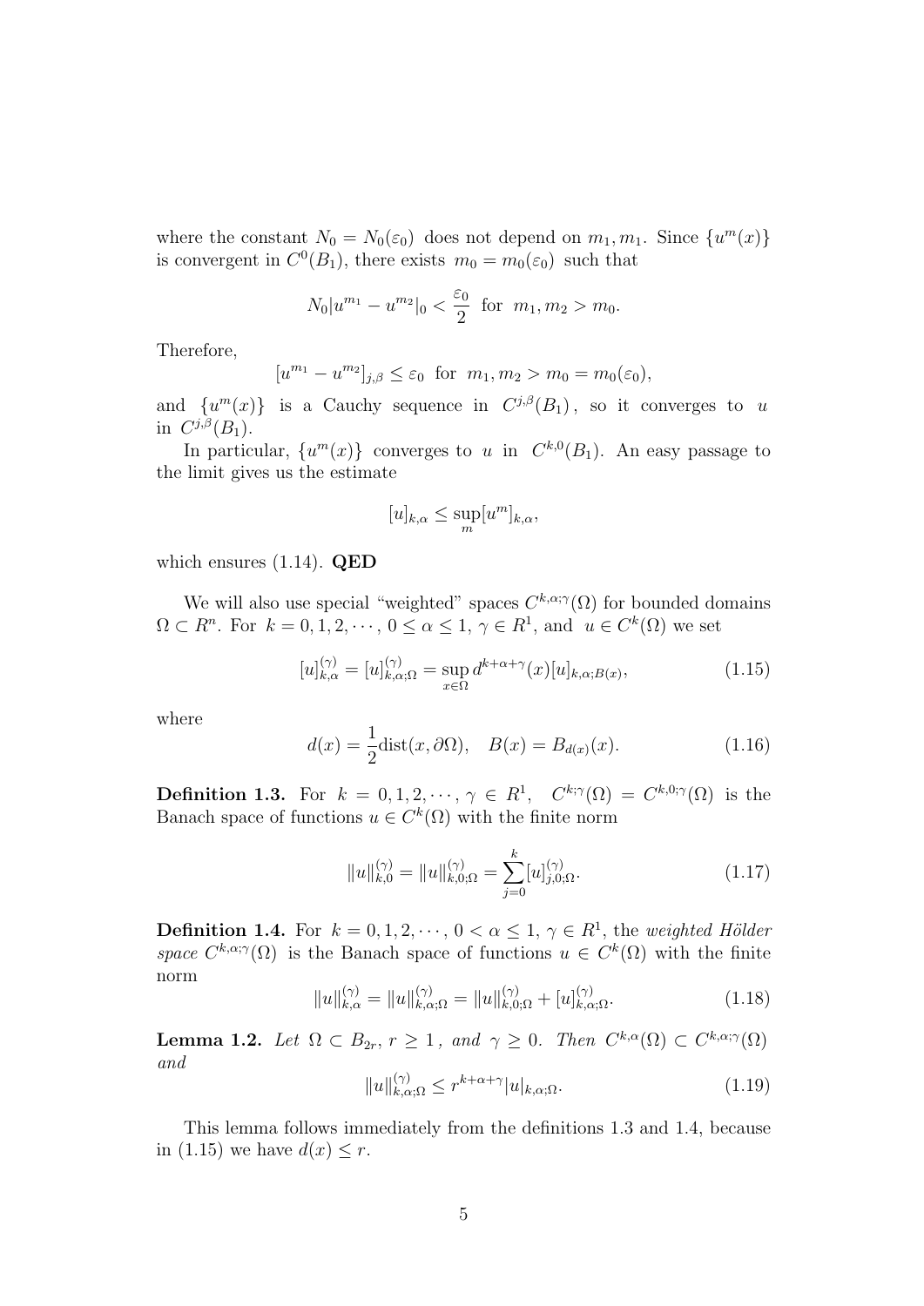where the constant $N_0 = N_0(\varepsilon_0)$ does not depend on $m_1, m_1$. Since $\{u^m(x)\}$ is convergent in $C^0(B_1)$, there exists $m_0 = m_0(\varepsilon_0)$ such that

$$N_0 |u^{m_1} - u^{m_2}|_0 < \frac{\varepsilon_0}{2} \text{ for } m_1, m_2 > m_0.$$

Therefore,

$$[u^{m_1} - u^{m_2}]_{j,\beta} \le \varepsilon_0 \text{ for } m_1, m_2 > m_0 = m_0(\varepsilon_0),$$

and $\{u^m(x)\}$ is a Cauchy sequence in $C^{j,\beta}(B_1)$, so it converges to $u$ in $C^{j,\beta}(B_1)$.

In particular, $\{u^m(x)\}$ converges to $u$ in $C^{k,0}(B_1)$. An easy passage to the limit gives us the estimate

$$[u]_{k,\alpha} \le \sup_m [u^m]_{k,\alpha},$$

which ensures (1.14). **QED**

We will also use special "weighted" spaces $C^{k,\alpha;\gamma}(\Omega)$ for bounded domains $\Omega \subset R^n$. For $k = 0, 1, 2, \cdots$, $0 \le \alpha \le 1$, $\gamma \in R^1$, and $u \in C^k(\Omega)$ we set

$$[u]_{k,\alpha}^{(\gamma)} = [u]_{k,\alpha;\Omega}^{(\gamma)} = \sup_{x \in \Omega} d^{k+\alpha+\gamma}(x) [u]_{k,\alpha;B(x)}, \tag{1.15}$$

where

$$d(x) = \frac{1}{2} \text{dist}(x, \partial\Omega), \quad B(x) = B_{d(x)}(x). \tag{1.16}$$

**Definition 1.3.** For $k = 0, 1, 2, \cdots$, $\gamma \in R^1$, $C^{k;\gamma}(\Omega) = C^{k,0;\gamma}(\Omega)$ is the Banach space of functions $u \in C^k(\Omega)$ with the finite norm

$$\|u\|_{k,0}^{(\gamma)} = \|u\|_{k,0;\Omega}^{(\gamma)} = \sum_{j=0}^{k} [u]_{j,0;\Omega}^{(\gamma)}. \tag{1.17}$$

**Definition 1.4.** For $k = 0, 1, 2, \cdots$, $0 < \alpha \le 1$, $\gamma \in R^1$, the *weighted Hölder space* $C^{k,\alpha;\gamma}(\Omega)$ is the Banach space of functions $u \in C^k(\Omega)$ with the finite norm

$$\|u\|_{k,\alpha}^{(\gamma)} = \|u\|_{k,\alpha;\Omega}^{(\gamma)} = \|u\|_{k,0;\Omega}^{(\gamma)} + [u]_{k,\alpha;\Omega}^{(\gamma)}. \tag{1.18}$$

**Lemma 1.2.** *Let $\Omega \subset B_{2r}$, $r \ge 1$, and $\gamma \ge 0$. Then $C^{k,\alpha}(\Omega) \subset C^{k,\alpha;\gamma}(\Omega)$ and*

$$\|u\|_{k,\alpha;\Omega}^{(\gamma)} \le r^{k+\alpha+\gamma} |u|_{k,\alpha;\Omega}. \tag{1.19}$$

This lemma follows immediately from the definitions 1.3 and 1.4, because in (1.15) we have $d(x) \le r$.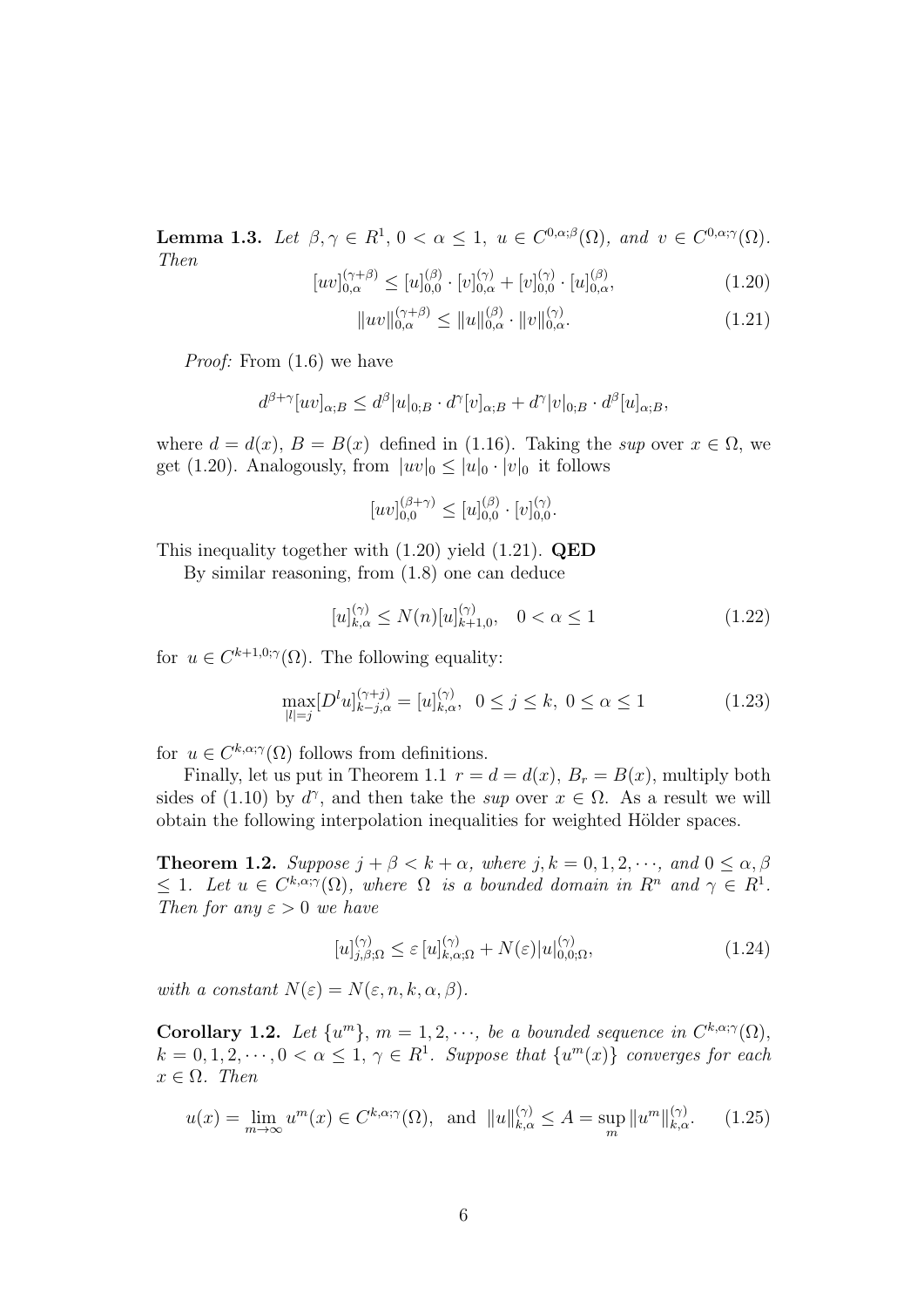**Lemma 1.3.** *Let $\beta, \gamma \in R^1$, $0 < \alpha \le 1$, $u \in C^{0,\alpha;\beta}(\Omega)$, and $v \in C^{0,\alpha;\gamma}(\Omega)$. Then*

$$[uv]^{(\gamma+\beta)}_{0,\alpha} \le [u]^{(\beta)}_{0,0} \cdot [v]^{(\gamma)}_{0,\alpha} + [v]^{(\gamma)}_{0,0} \cdot [u]^{(\beta)}_{0,\alpha}, \tag{1.20}$$

$$\|uv\|^{(\gamma+\beta)}_{0,\alpha} \le \|u\|^{(\beta)}_{0,\alpha} \cdot \|v\|^{(\gamma)}_{0,\alpha}. \tag{1.21}$$

*Proof:* From (1.6) we have

$$d^{\beta+\gamma}[uv]_{\alpha;B} \le d^{\beta}|u|_{0;B} \cdot d^{\gamma}[v]_{\alpha;B} + d^{\gamma}|v|_{0;B} \cdot d^{\beta}[u]_{\alpha;B},$$

where $d = d(x)$, $B = B(x)$ defined in (1.16). Taking the *sup* over $x \in \Omega$, we get (1.20). Analogously, from $|uv|_0 \le |u|_0 \cdot |v|_0$ it follows

$$[uv]^{(\beta+\gamma)}_{0,0} \le [u]^{(\beta)}_{0,0} \cdot [v]^{(\gamma)}_{0,0}.$$

This inequality together with (1.20) yield (1.21). **QED**

By similar reasoning, from (1.8) one can deduce

$$[u]^{(\gamma)}_{k,\alpha} \le N(n)[u]^{(\gamma)}_{k+1,0}, \quad 0 < \alpha \le 1 \tag{1.22}$$

for $u \in C^{k+1,0;\gamma}(\Omega)$. The following equality:

$$\max_{|l|=j}[D^l u]^{(\gamma+j)}_{k-j,\alpha} = [u]^{(\gamma)}_{k,\alpha}, \quad 0 \le j \le k, \ 0 \le \alpha \le 1 \tag{1.23}$$

for $u \in C^{k,\alpha;\gamma}(\Omega)$ follows from definitions.

Finally, let us put in Theorem 1.1 $r = d = d(x)$, $B_r = B(x)$, multiply both sides of (1.10) by $d^{\gamma}$, and then take the *sup* over $x \in \Omega$. As a result we will obtain the following interpolation inequalities for weighted Hölder spaces.

**Theorem 1.2.** *Suppose $j + \beta < k + \alpha$, where $j, k = 0, 1, 2, \cdots$, and $0 \le \alpha, \beta \le 1$. Let $u \in C^{k,\alpha;\gamma}(\Omega)$, where $\Omega$ is a bounded domain in $R^n$ and $\gamma \in R^1$. Then for any $\varepsilon > 0$ we have*

$$[u]^{(\gamma)}_{j,\beta;\Omega} \le \varepsilon\, [u]^{(\gamma)}_{k,\alpha;\Omega} + N(\varepsilon)|u|^{(\gamma)}_{0,0;\Omega}, \tag{1.24}$$

*with a constant $N(\varepsilon) = N(\varepsilon, n, k, \alpha, \beta)$.*

**Corollary 1.2.** *Let $\{u^m\}$, $m = 1, 2, \cdots$, be a bounded sequence in $C^{k,\alpha;\gamma}(\Omega)$, $k = 0, 1, 2, \cdots, 0 < \alpha \le 1$, $\gamma \in R^1$. Suppose that $\{u^m(x)\}$ converges for each $x \in \Omega$. Then*

$$u(x) = \lim_{m\to\infty} u^m(x) \in C^{k,\alpha;\gamma}(\Omega), \ \text{ and } \ \|u\|^{(\gamma)}_{k,\alpha} \le A = \sup_m \|u^m\|^{(\gamma)}_{k,\alpha}. \tag{1.25}$$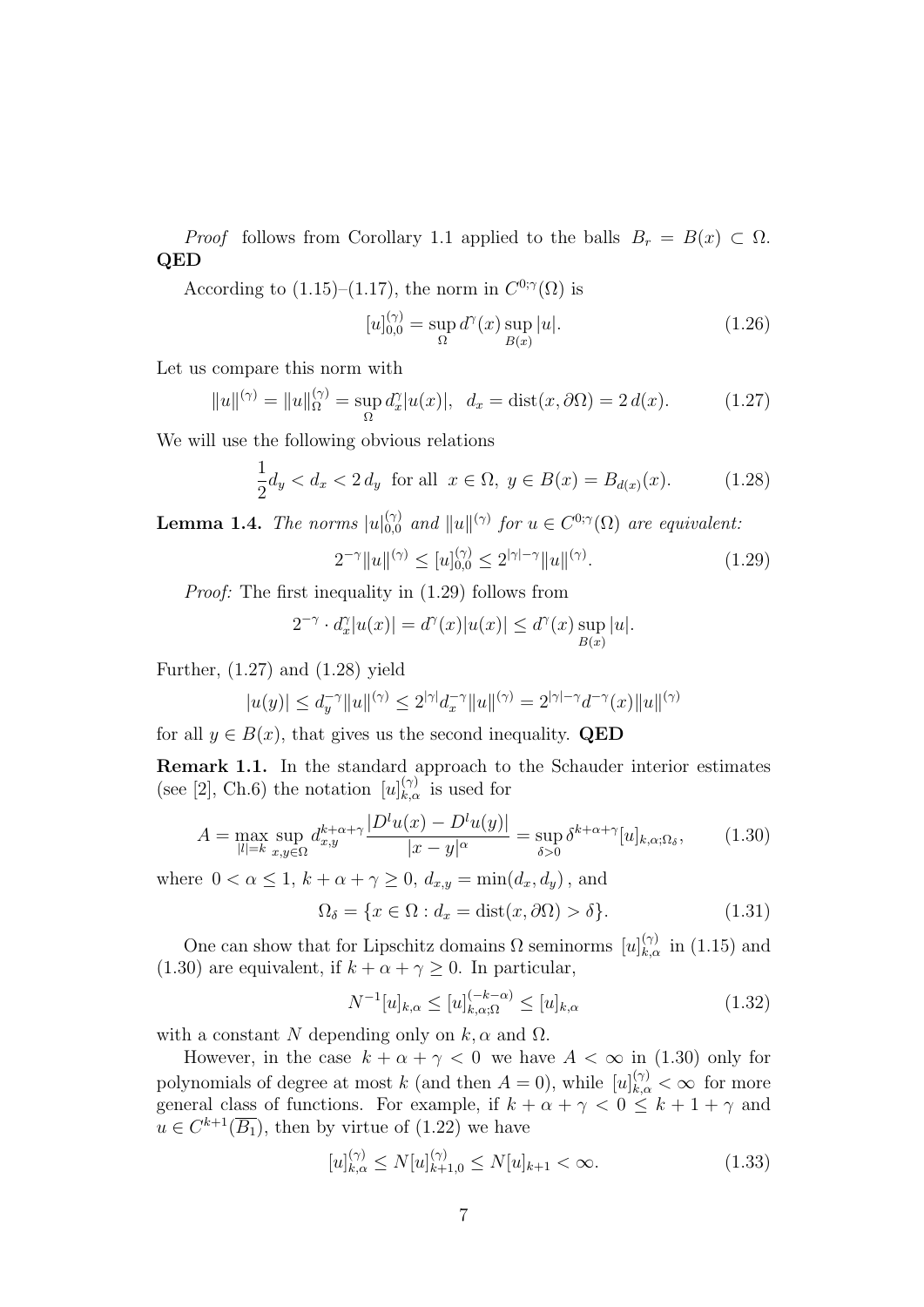*Proof* follows from Corollary 1.1 applied to the balls $B_r = B(x) \subset \Omega$. **QED**

According to (1.15)–(1.17), the norm in $C^{0;\gamma}(\Omega)$ is

$$[u]_{0,0}^{(\gamma)} = \sup_{\Omega} d^{\gamma}(x) \sup_{B(x)} |u|. \tag{1.26}$$

Let us compare this norm with

$$\|u\|^{(\gamma)} = \|u\|_{\Omega}^{(\gamma)} = \sup_{\Omega} d_x^{\gamma} |u(x)|, \;\; d_x = \operatorname{dist}(x, \partial\Omega) = 2\, d(x). \tag{1.27}$$

We will use the following obvious relations

$$\frac{1}{2} d_y < d_x < 2\, d_y \;\text{ for all }\; x \in \Omega,\; y \in B(x) = B_{d(x)}(x). \tag{1.28}$$

**Lemma 1.4.** *The norms* $|u|_{0,0}^{(\gamma)}$ *and* $\|u\|^{(\gamma)}$ *for* $u \in C^{0;\gamma}(\Omega)$ *are equivalent:*

$$2^{-\gamma} \|u\|^{(\gamma)} \le [u]_{0,0}^{(\gamma)} \le 2^{|\gamma|-\gamma} \|u\|^{(\gamma)}. \tag{1.29}$$

*Proof:* The first inequality in (1.29) follows from

$$2^{-\gamma} \cdot d_x^{\gamma} |u(x)| = d^{\gamma}(x) |u(x)| \le d^{\gamma}(x) \sup_{B(x)} |u|.$$

Further, (1.27) and (1.28) yield

$$|u(y)| \le d_y^{-\gamma} \|u\|^{(\gamma)} \le 2^{|\gamma|} d_x^{-\gamma} \|u\|^{(\gamma)} = 2^{|\gamma|-\gamma} d^{-\gamma}(x) \|u\|^{(\gamma)}$$

for all $y \in B(x)$, that gives us the second inequality. **QED**

**Remark 1.1.** In the standard approach to the Schauder interior estimates (see [2], Ch.6) the notation $[u]_{k,\alpha}^{(\gamma)}$ is used for

$$A = \max_{|l|=k} \sup_{x,y \in \Omega} d_{x,y}^{k+\alpha+\gamma} \frac{|D^l u(x) - D^l u(y)|}{|x-y|^{\alpha}} = \sup_{\delta > 0} \delta^{k+\alpha+\gamma} [u]_{k,\alpha;\Omega_\delta}, \tag{1.30}$$

where $0 < \alpha \le 1,\; k + \alpha + \gamma \ge 0,\; d_{x,y} = \min(d_x, d_y)$, and

$$\Omega_\delta = \{x \in \Omega : d_x = \operatorname{dist}(x, \partial\Omega) > \delta\}. \tag{1.31}$$

One can show that for Lipschitz domains $\Omega$ seminorms $[u]_{k,\alpha}^{(\gamma)}$ in (1.15) and (1.30) are equivalent, if $k + \alpha + \gamma \ge 0$. In particular,

$$N^{-1} [u]_{k,\alpha} \le [u]_{k,\alpha;\Omega}^{(-k-\alpha)} \le [u]_{k,\alpha} \tag{1.32}$$

with a constant $N$ depending only on $k, \alpha$ and $\Omega$.

However, in the case $k + \alpha + \gamma < 0$ we have $A < \infty$ in (1.30) only for polynomials of degree at most $k$ (and then $A = 0$), while $[u]_{k,\alpha}^{(\gamma)} < \infty$ for more general class of functions. For example, if $k + \alpha + \gamma < 0 \le k + 1 + \gamma$ and $u \in C^{k+1}(\overline{B_1})$, then by virtue of (1.22) we have

$$[u]_{k,\alpha}^{(\gamma)} \le N [u]_{k+1,0}^{(\gamma)} \le N [u]_{k+1} < \infty. \tag{1.33}$$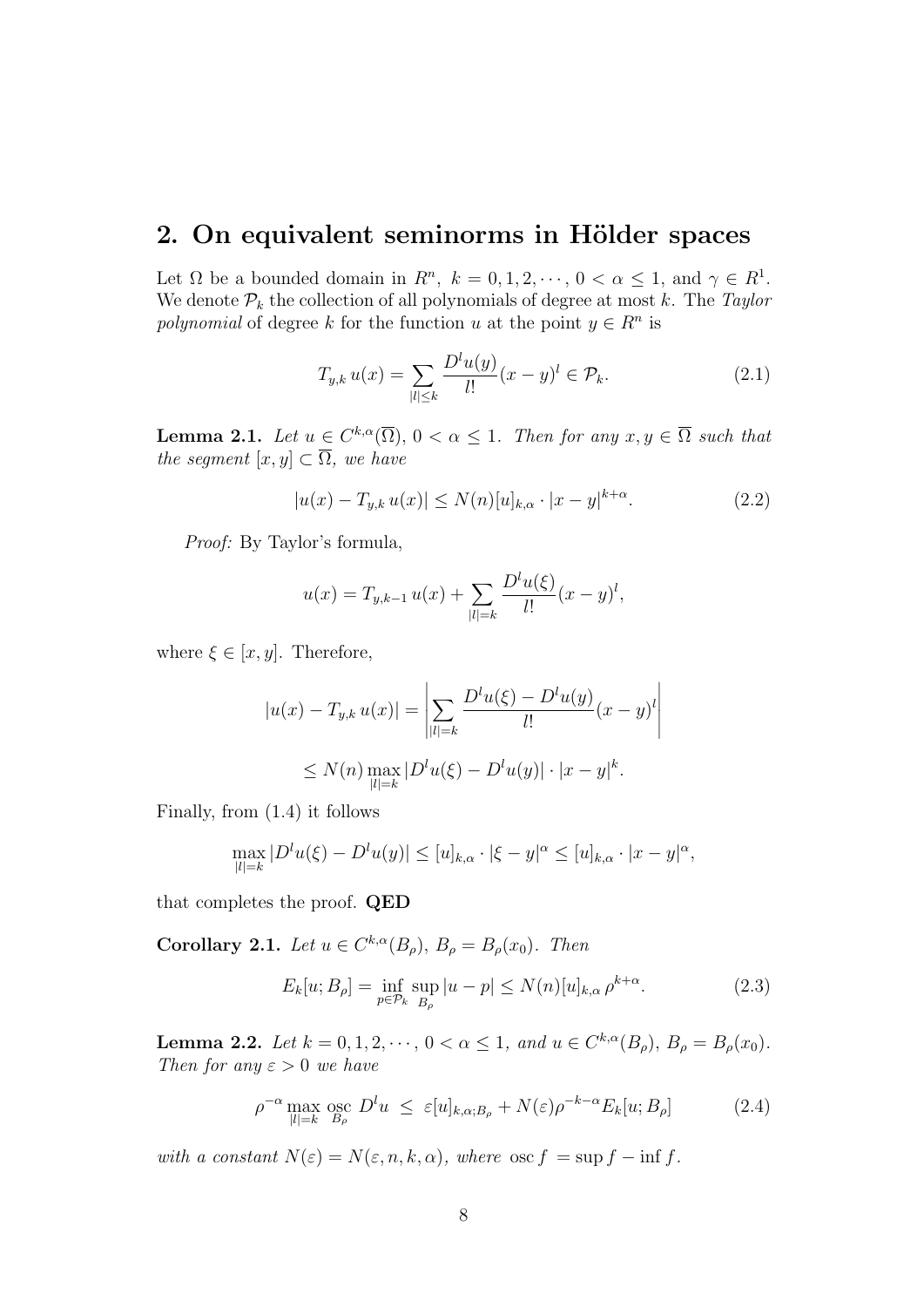## 2. On equivalent seminorms in Hölder spaces

Let $\Omega$ be a bounded domain in $R^n$, $k = 0, 1, 2, \cdots$, $0 < \alpha \le 1$, and $\gamma \in R^1$. We denote $\mathcal{P}_k$ the collection of all polynomials of degree at most $k$. The *Taylor polynomial* of degree $k$ for the function $u$ at the point $y \in R^n$ is

$$T_{y,k}\, u(x) = \sum_{|l| \le k} \frac{D^l u(y)}{l!}(x-y)^l \in \mathcal{P}_k. \tag{2.1}$$

**Lemma 2.1.** *Let $u \in C^{k,\alpha}(\overline{\Omega})$, $0 < \alpha \le 1$. Then for any $x, y \in \overline{\Omega}$ such that the segment $[x, y] \subset \overline{\Omega}$, we have*

$$|u(x) - T_{y,k}\, u(x)| \le N(n)[u]_{k,\alpha} \cdot |x-y|^{k+\alpha}. \tag{2.2}$$

*Proof:* By Taylor's formula,

$$u(x) = T_{y,k-1}\, u(x) + \sum_{|l|=k} \frac{D^l u(\xi)}{l!}(x-y)^l,$$

where $\xi \in [x, y]$. Therefore,

$$|u(x) - T_{y,k}\, u(x)| = \left| \sum_{|l|=k} \frac{D^l u(\xi) - D^l u(y)}{l!}(x-y)^l \right|$$

$$\le N(n) \max_{|l|=k} |D^l u(\xi) - D^l u(y)| \cdot |x-y|^k.$$

Finally, from (1.4) it follows

$$\max_{|l|=k} |D^l u(\xi) - D^l u(y)| \le [u]_{k,\alpha} \cdot |\xi - y|^\alpha \le [u]_{k,\alpha} \cdot |x-y|^\alpha,$$

that completes the proof. **QED**

**Corollary 2.1.** *Let $u \in C^{k,\alpha}(B_\rho)$, $B_\rho = B_\rho(x_0)$. Then*

$$E_k[u; B_\rho] = \inf_{p \in \mathcal{P}_k} \sup_{B_\rho} |u - p| \le N(n)[u]_{k,\alpha}\, \rho^{k+\alpha}. \tag{2.3}$$

**Lemma 2.2.** *Let $k = 0, 1, 2, \cdots$, $0 < \alpha \le 1$, and $u \in C^{k,\alpha}(B_\rho)$, $B_\rho = B_\rho(x_0)$. Then for any $\varepsilon > 0$ we have*

$$\rho^{-\alpha} \max_{|l|=k} \operatorname*{osc}_{B_\rho} D^l u \ \le\ \varepsilon [u]_{k,\alpha;B_\rho} + N(\varepsilon) \rho^{-k-\alpha} E_k[u; B_\rho] \tag{2.4}$$

*with a constant $N(\varepsilon) = N(\varepsilon, n, k, \alpha)$, where $\operatorname{osc} f = \sup f - \inf f$.*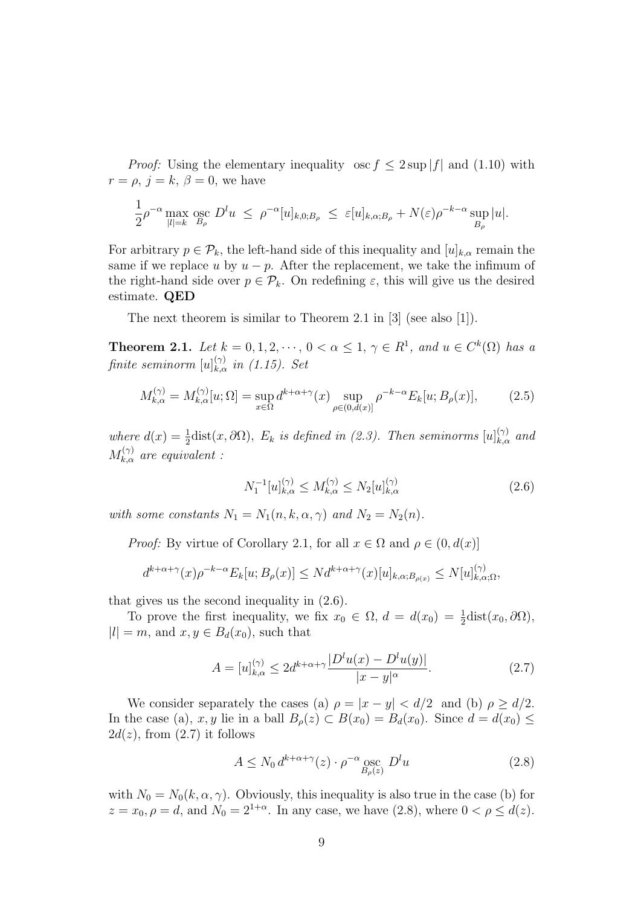*Proof:* Using the elementary inequality $\operatorname{osc} f \le 2 \sup |f|$ and (1.10) with $r = \rho$, $j = k$, $\beta = 0$, we have

$$\frac{1}{2}\rho^{-\alpha} \max_{|l|=k} \operatorname*{osc}_{B_\rho} D^l u \;\le\; \rho^{-\alpha}[u]_{k,0;B_\rho} \;\le\; \varepsilon [u]_{k,\alpha;B_\rho} + N(\varepsilon)\rho^{-k-\alpha} \sup_{B_\rho} |u|.$$

For arbitrary $p \in \mathcal{P}_k$, the left-hand side of this inequality and $[u]_{k,\alpha}$ remain the same if we replace $u$ by $u - p$. After the replacement, we take the infimum of the right-hand side over $p \in \mathcal{P}_k$. On redefining $\varepsilon$, this will give us the desired estimate. **QED**

The next theorem is similar to Theorem 2.1 in [3] (see also [1]).

**Theorem 2.1.** *Let $k = 0, 1, 2, \cdots$, $0 < \alpha \le 1$, $\gamma \in R^1$, and $u \in C^k(\Omega)$ has a finite seminorm $[u]^{(\gamma)}_{k,\alpha}$ in (1.15). Set*

$$M^{(\gamma)}_{k,\alpha} = M^{(\gamma)}_{k,\alpha}[u;\Omega] = \sup_{x\in\Omega} d^{k+\alpha+\gamma}(x) \sup_{\rho\in(0,d(x)]} \rho^{-k-\alpha} E_k[u; B_\rho(x)], \tag{2.5}$$

*where $d(x) = \frac{1}{2}\operatorname{dist}(x, \partial\Omega)$, $E_k$ is defined in (2.3). Then seminorms $[u]^{(\gamma)}_{k,\alpha}$ and $M^{(\gamma)}_{k,\alpha}$ are equivalent :*

$$N_1^{-1}[u]^{(\gamma)}_{k,\alpha} \le M^{(\gamma)}_{k,\alpha} \le N_2 [u]^{(\gamma)}_{k,\alpha} \tag{2.6}$$

*with some constants $N_1 = N_1(n, k, \alpha, \gamma)$ and $N_2 = N_2(n)$.*

*Proof:* By virtue of Corollary 2.1, for all $x \in \Omega$ and $\rho \in (0, d(x)]$

$$d^{k+\alpha+\gamma}(x)\rho^{-k-\alpha}E_k[u; B_\rho(x)] \le N d^{k+\alpha+\gamma}(x)[u]_{k,\alpha;B_{\rho(x)}} \le N[u]^{(\gamma)}_{k,\alpha;\Omega},$$

that gives us the second inequality in (2.6).

To prove the first inequality, we fix $x_0 \in \Omega$, $d = d(x_0) = \frac{1}{2}\operatorname{dist}(x_0, \partial\Omega)$, $|l| = m$, and $x, y \in B_d(x_0)$, such that

$$A = [u]^{(\gamma)}_{k,\alpha} \le 2d^{k+\alpha+\gamma}\frac{|D^l u(x) - D^l u(y)|}{|x-y|^\alpha}. \tag{2.7}$$

We consider separately the cases (a) $\rho = |x - y| < d/2$ and (b) $\rho \ge d/2$. In the case (a), $x, y$ lie in a ball $B_\rho(z) \subset B(x_0) = B_d(x_0)$. Since $d = d(x_0) \le 2d(z)$, from (2.7) it follows

$$A \le N_0\, d^{k+\alpha+\gamma}(z) \cdot \rho^{-\alpha} \operatorname*{osc}_{B_\rho(z)} D^l u \tag{2.8}$$

with $N_0 = N_0(k, \alpha, \gamma)$. Obviously, this inequality is also true in the case (b) for $z = x_0, \rho = d$, and $N_0 = 2^{1+\alpha}$. In any case, we have (2.8), where $0 < \rho \le d(z)$.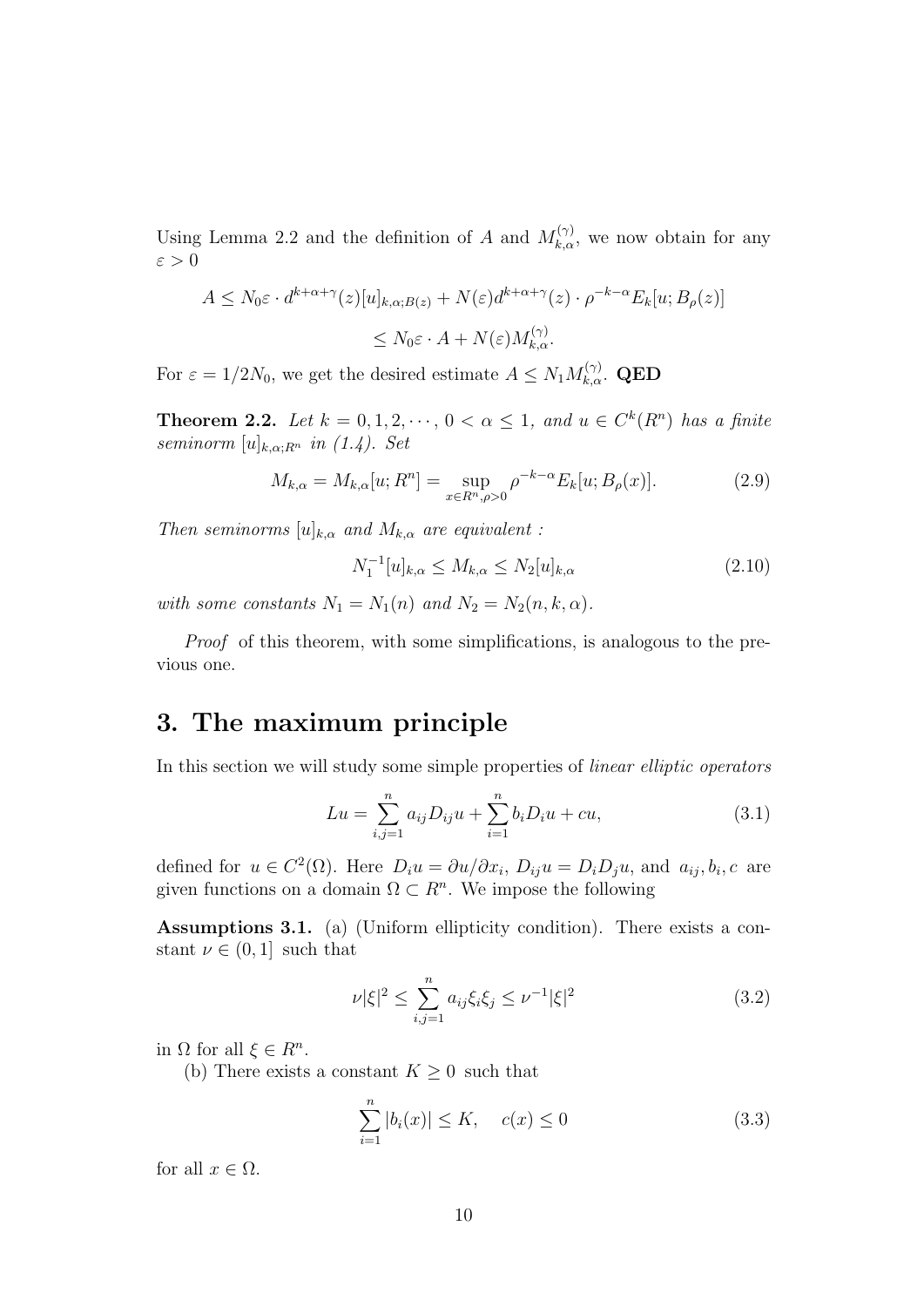Using Lemma 2.2 and the definition of $A$ and $M^{(\gamma)}_{k,\alpha}$, we now obtain for any $\varepsilon > 0$

$$A \le N_0 \varepsilon \cdot d^{k+\alpha+\gamma}(z)[u]_{k,\alpha;B(z)} + N(\varepsilon) d^{k+\alpha+\gamma}(z) \cdot \rho^{-k-\alpha} E_k[u; B_\rho(z)]$$

$$\le N_0 \varepsilon \cdot A + N(\varepsilon) M^{(\gamma)}_{k,\alpha}.$$

For $\varepsilon = 1/2N_0$, we get the desired estimate $A \le N_1 M^{(\gamma)}_{k,\alpha}$. **QED**

**Theorem 2.2.** *Let $k = 0, 1, 2, \cdots$, $0 < \alpha \le 1$, and $u \in C^k(R^n)$ has a finite seminorm $[u]_{k,\alpha;R^n}$ in (1.4). Set*

$$M_{k,\alpha} = M_{k,\alpha}[u; R^n] = \sup_{x \in R^n, \rho > 0} \rho^{-k-\alpha} E_k[u; B_\rho(x)]. \tag{2.9}$$

*Then seminorms $[u]_{k,\alpha}$ and $M_{k,\alpha}$ are equivalent :*

$$N_1^{-1} [u]_{k,\alpha} \le M_{k,\alpha} \le N_2 [u]_{k,\alpha} \tag{2.10}$$

*with some constants $N_1 = N_1(n)$ and $N_2 = N_2(n, k, \alpha)$.*

*Proof* of this theorem, with some simplifications, is analogous to the previous one.

## 3. The maximum principle

In this section we will study some simple properties of *linear elliptic operators*

$$Lu = \sum_{i,j=1}^{n} a_{ij} D_{ij} u + \sum_{i=1}^{n} b_i D_i u + cu, \tag{3.1}$$

defined for $u \in C^2(\Omega)$. Here $D_i u = \partial u / \partial x_i$, $D_{ij} u = D_i D_j u$, and $a_{ij}, b_i, c$ are given functions on a domain $\Omega \subset R^n$. We impose the following

**Assumptions 3.1.** (a) (Uniform ellipticity condition). There exists a constant $\nu \in (0, 1]$ such that

$$\nu |\xi|^2 \le \sum_{i,j=1}^{n} a_{ij} \xi_i \xi_j \le \nu^{-1} |\xi|^2 \tag{3.2}$$

in $\Omega$ for all $\xi \in R^n$.

(b) There exists a constant $K \ge 0$ such that

$$\sum_{i=1}^{n} |b_i(x)| \le K, \quad c(x) \le 0 \tag{3.3}$$

for all $x \in \Omega$.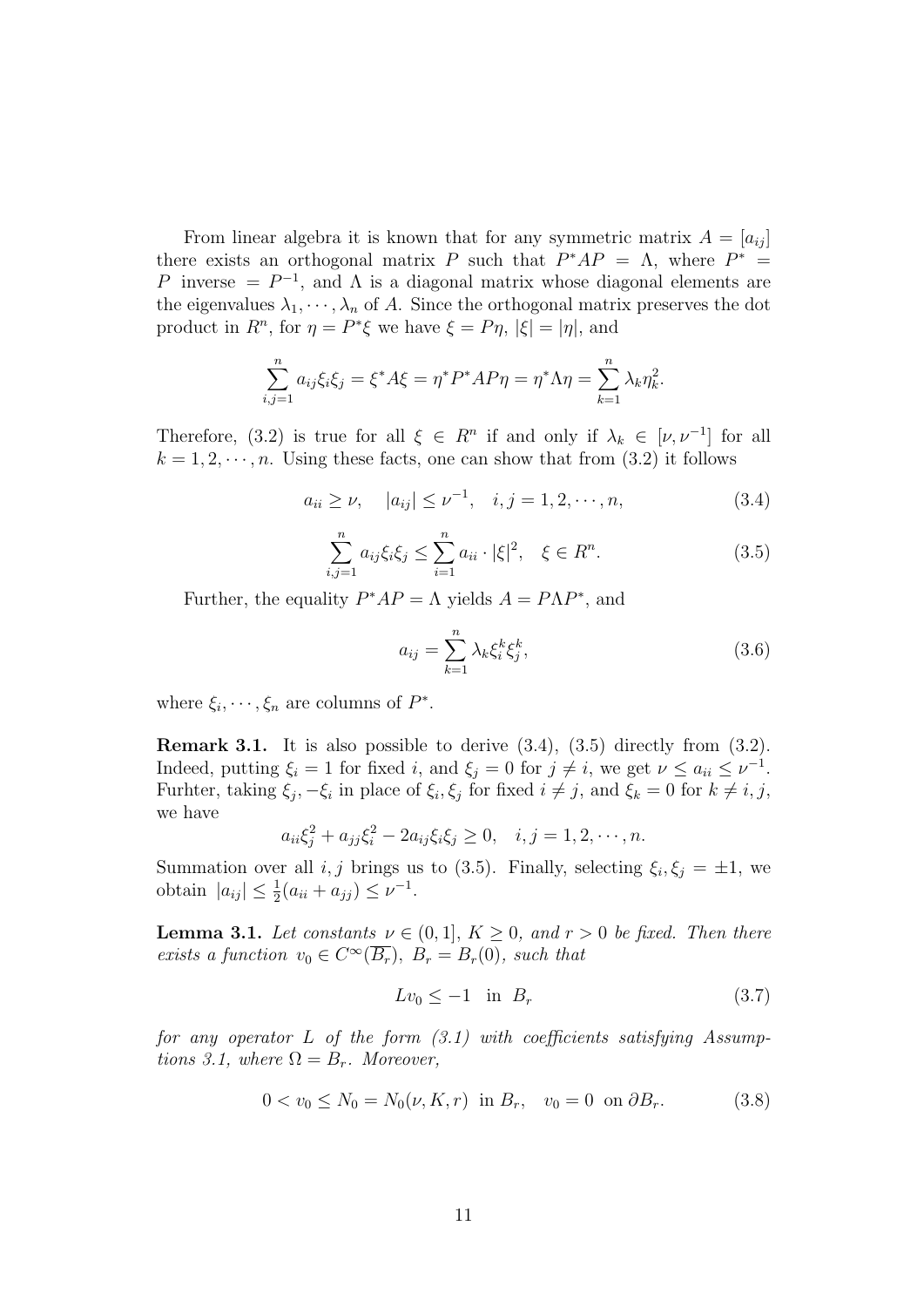From linear algebra it is known that for any symmetric matrix $A = [a_{ij}]$ there exists an orthogonal matrix $P$ such that $P^* AP = \Lambda$, where $P^* =$ $P$ inverse $= P^{-1}$, and $\Lambda$ is a diagonal matrix whose diagonal elements are the eigenvalues $\lambda_1, \cdots, \lambda_n$ of $A$. Since the orthogonal matrix preserves the dot product in $R^n$, for $\eta = P^*\xi$ we have $\xi = P\eta$, $|\xi| = |\eta|$, and

$$\sum_{i,j=1}^{n} a_{ij}\xi_i\xi_j = \xi^* A\xi = \eta^* P^* AP\eta = \eta^*\Lambda\eta = \sum_{k=1}^{n} \lambda_k \eta_k^2.$$

Therefore, (3.2) is true for all $\xi \in R^n$ if and only if $\lambda_k \in [\nu, \nu^{-1}]$ for all $k = 1, 2, \cdots, n$. Using these facts, one can show that from (3.2) it follows

$$a_{ii} \geq \nu, \quad |a_{ij}| \leq \nu^{-1}, \quad i, j = 1, 2, \cdots, n, \tag{3.4}$$

$$\sum_{i,j=1}^{n} a_{ij}\xi_i\xi_j \leq \sum_{i=1}^{n} a_{ii} \cdot |\xi|^2, \quad \xi \in R^n. \tag{3.5}$$

Further, the equality $P^* AP = \Lambda$ yields $A = P\Lambda P^*$, and

$$a_{ij} = \sum_{k=1}^{n} \lambda_k \xi_i^k \xi_j^k, \tag{3.6}$$

where $\xi_i, \cdots, \xi_n$ are columns of $P^*$.

**Remark 3.1.** It is also possible to derive (3.4), (3.5) directly from (3.2). Indeed, putting $\xi_i = 1$ for fixed $i$, and $\xi_j = 0$ for $j \neq i$, we get $\nu \leq a_{ii} \leq \nu^{-1}$. Furhter, taking $\xi_j, -\xi_i$ in place of $\xi_i, \xi_j$ for fixed $i \neq j$, and $\xi_k = 0$ for $k \neq i, j$, we have

$$a_{ii}\xi_j^2 + a_{jj}\xi_i^2 - 2a_{ij}\xi_i\xi_j \geq 0, \quad i, j = 1, 2, \cdots, n.$$

Summation over all $i, j$ brings us to (3.5). Finally, selecting $\xi_i, \xi_j = \pm 1$, we obtain $|a_{ij}| \leq \frac{1}{2}(a_{ii} + a_{jj}) \leq \nu^{-1}$.

**Lemma 3.1.** *Let constants $\nu \in (0, 1]$, $K \geq 0$, and $r > 0$ be fixed. Then there exists a function $v_0 \in C^\infty(\overline{B_r})$, $B_r = B_r(0)$, such that*

$$Lv_0 \leq -1 \quad \text{in } B_r \tag{3.7}$$

*for any operator $L$ of the form (3.1) with coefficients satisfying Assumptions 3.1, where $\Omega = B_r$. Moreover,*

$$0 < v_0 \leq N_0 = N_0(\nu, K, r) \text{ in } B_r, \quad v_0 = 0 \text{ on } \partial B_r. \tag{3.8}$$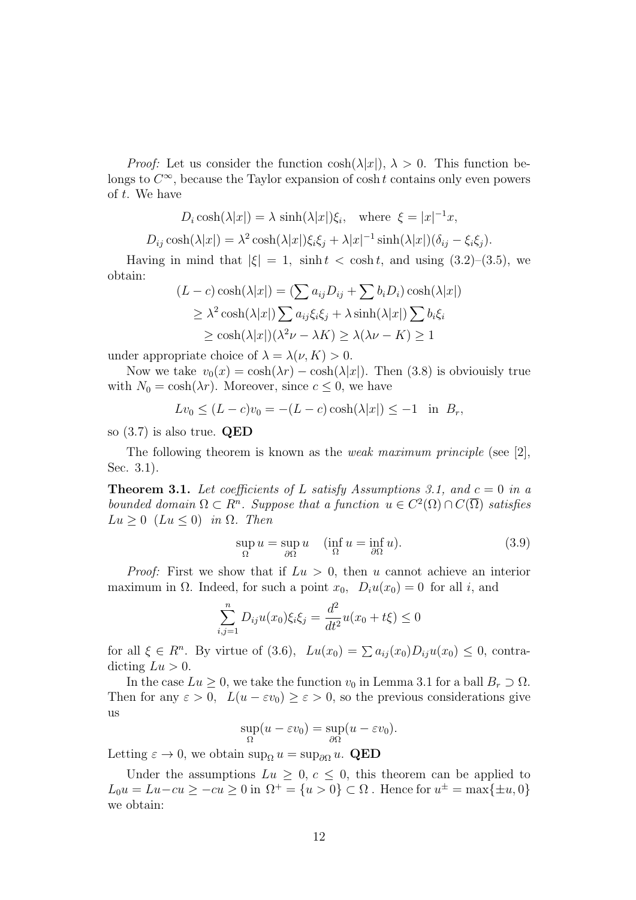*Proof:* Let us consider the function $\cosh(\lambda|x|)$, $\lambda > 0$. This function belongs to $C^\infty$, because the Taylor expansion of $\cosh t$ contains only even powers of $t$. We have

$$D_i \cosh(\lambda|x|) = \lambda \sinh(\lambda|x|)\xi_i, \quad \text{where } \xi = |x|^{-1}x,$$

$$D_{ij} \cosh(\lambda|x|) = \lambda^2 \cosh(\lambda|x|)\xi_i\xi_j + \lambda|x|^{-1}\sinh(\lambda|x|)(\delta_{ij} - \xi_i\xi_j).$$

Having in mind that $|\xi| = 1$, $\sinh t < \cosh t$, and using (3.2)–(3.5), we obtain:

$$\begin{aligned}
(L - c)\cosh(\lambda|x|) &= (\sum a_{ij}D_{ij} + \sum b_i D_i)\cosh(\lambda|x|) \\
&\geq \lambda^2 \cosh(\lambda|x|)\sum a_{ij}\xi_i\xi_j + \lambda \sinh(\lambda|x|)\sum b_i\xi_i \\
&\geq \cosh(\lambda|x|)(\lambda^2\nu - \lambda K) \geq \lambda(\lambda\nu - K) \geq 1
\end{aligned}$$

under appropriate choice of $\lambda = \lambda(\nu, K) > 0$.

Now we take $v_0(x) = \cosh(\lambda r) - \cosh(\lambda|x|)$. Then (3.8) is obviouisly true with $N_0 = \cosh(\lambda r)$. Moreover, since $c \leq 0$, we have

$$Lv_0 \leq (L - c)v_0 = -(L - c)\cosh(\lambda|x|) \leq -1 \quad \text{in } B_r,$$

so (3.7) is also true. **QED**

The following theorem is known as the *weak maximum principle* (see [2], Sec. 3.1).

**Theorem 3.1.** *Let coefficients of $L$ satisfy Assumptions 3.1, and $c = 0$ in a bounded domain $\Omega \subset R^n$. Suppose that a function $u \in C^2(\Omega) \cap C(\overline{\Omega})$ satisfies $Lu \geq 0$ $(Lu \leq 0)$ in $\Omega$. Then*

$$\sup_{\Omega} u = \sup_{\partial\Omega} u \quad (\inf_{\Omega} u = \inf_{\partial\Omega} u). \tag{3.9}$$

*Proof:* First we show that if $Lu > 0$, then $u$ cannot achieve an interior maximum in $\Omega$. Indeed, for such a point $x_0$, $D_i u(x_0) = 0$ for all $i$, and

$$\sum_{i,j=1}^{n} D_{ij}u(x_0)\xi_i\xi_j = \frac{d^2}{dt^2}u(x_0 + t\xi) \leq 0$$

for all $\xi \in R^n$. By virtue of (3.6), $Lu(x_0) = \sum a_{ij}(x_0)D_{ij}u(x_0) \leq 0$, contradicting $Lu > 0$.

In the case $Lu \geq 0$, we take the function $v_0$ in Lemma 3.1 for a ball $B_r \supset \Omega$. Then for any $\varepsilon > 0$, $L(u - \varepsilon v_0) \geq \varepsilon > 0$, so the previous considerations give us

$$\sup_{\Omega}(u - \varepsilon v_0) = \sup_{\partial\Omega}(u - \varepsilon v_0).$$

Letting $\varepsilon \to 0$, we obtain $\sup_{\Omega} u = \sup_{\partial\Omega} u$. **QED**

Under the assumptions $Lu \geq 0$, $c \leq 0$, this theorem can be applied to $L_0 u = Lu - cu \geq -cu \geq 0$ in $\Omega^+ = \{u > 0\} \subset \Omega$ . Hence for $u^{\pm} = \max\{\pm u, 0\}$ we obtain: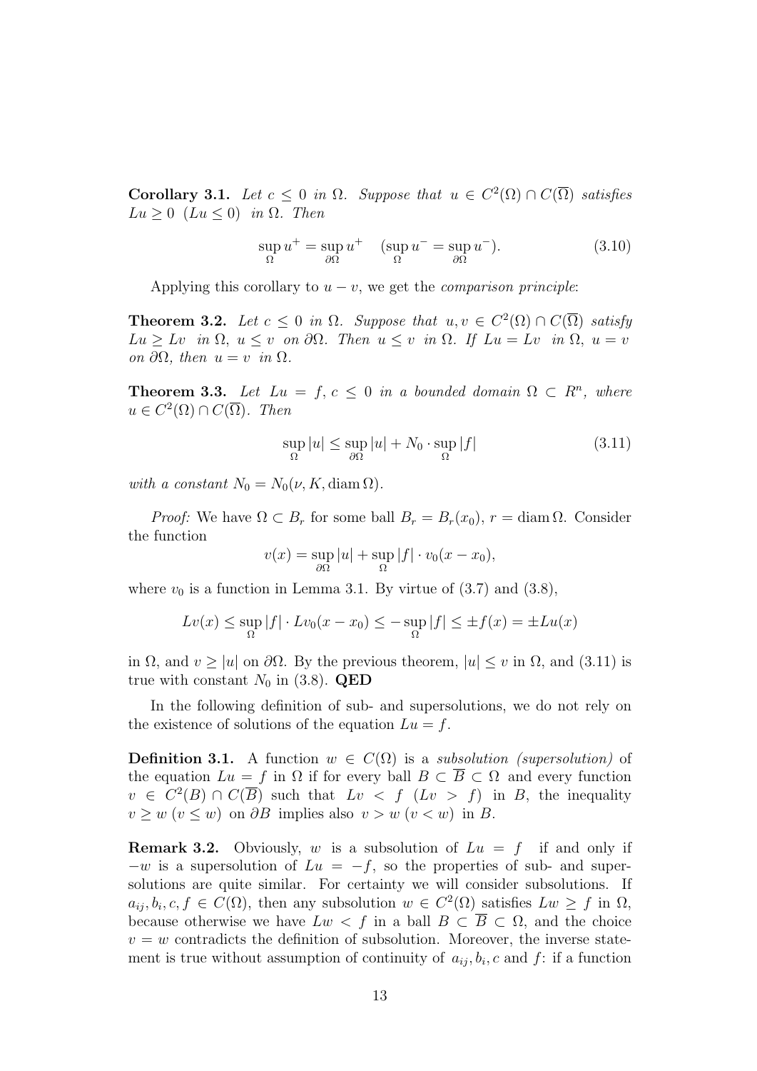**Corollary 3.1.** *Let $c \le 0$ in $\Omega$. Suppose that $u \in C^2(\Omega) \cap C(\overline{\Omega})$ satisfies $Lu \ge 0$ $(Lu \le 0)$ in $\Omega$. Then*

$$\sup_{\Omega} u^+ = \sup_{\partial\Omega} u^+ \quad (\sup_{\Omega} u^- = \sup_{\partial\Omega} u^-). \tag{3.10}$$

Applying this corollary to $u - v$, we get the *comparison principle*:

**Theorem 3.2.** *Let $c \le 0$ in $\Omega$. Suppose that $u, v \in C^2(\Omega) \cap C(\overline{\Omega})$ satisfy $Lu \ge Lv$ in $\Omega$, $u \le v$ on $\partial\Omega$. Then $u \le v$ in $\Omega$. If $Lu = Lv$ in $\Omega$, $u = v$ on $\partial\Omega$, then $u = v$ in $\Omega$.*

**Theorem 3.3.** *Let $Lu = f$, $c \le 0$ in a bounded domain $\Omega \subset R^n$, where $u \in C^2(\Omega) \cap C(\overline{\Omega})$. Then*

$$\sup_{\Omega} |u| \le \sup_{\partial\Omega} |u| + N_0 \cdot \sup_{\Omega} |f| \tag{3.11}$$

*with a constant $N_0 = N_0(\nu, K, \operatorname{diam}\Omega)$.*

*Proof:* We have $\Omega \subset B_r$ for some ball $B_r = B_r(x_0)$, $r = \operatorname{diam}\Omega$. Consider the function

$$v(x) = \sup_{\partial\Omega} |u| + \sup_{\Omega} |f| \cdot v_0(x - x_0),$$

where $v_0$ is a function in Lemma 3.1. By virtue of (3.7) and (3.8),

$$Lv(x) \le \sup_{\Omega} |f| \cdot Lv_0(x - x_0) \le -\sup_{\Omega} |f| \le \pm f(x) = \pm Lu(x)$$

in $\Omega$, and $v \ge |u|$ on $\partial\Omega$. By the previous theorem, $|u| \le v$ in $\Omega$, and (3.11) is true with constant $N_0$ in (3.8). **QED**

In the following definition of sub- and supersolutions, we do not rely on the existence of solutions of the equation $Lu = f$.

**Definition 3.1.** A function $w \in C(\Omega)$ is a *subsolution (supersolution)* of the equation $Lu = f$ in $\Omega$ if for every ball $B \subset \overline{B} \subset \Omega$ and every function $v \in C^2(B) \cap C(\overline{B})$ such that $Lv < f$ $(Lv > f)$ in $B$, the inequality $v \ge w$ $(v \le w)$ on $\partial B$ implies also $v > w$ $(v < w)$ in $B$.

**Remark 3.2.** Obviously, $w$ is a subsolution of $Lu = f$ if and only if $-w$ is a supersolution of $Lu = -f$, so the properties of sub- and supersolutions are quite similar. For certainty we will consider subsolutions. If $a_{ij}, b_i, c, f \in C(\Omega)$, then any subsolution $w \in C^2(\Omega)$ satisfies $Lw \ge f$ in $\Omega$, because otherwise we have $Lw < f$ in a ball $B \subset \overline{B} \subset \Omega$, and the choice $v = w$ contradicts the definition of subsolution. Moreover, the inverse statement is true without assumption of continuity of $a_{ij}, b_i, c$ and $f$: if a function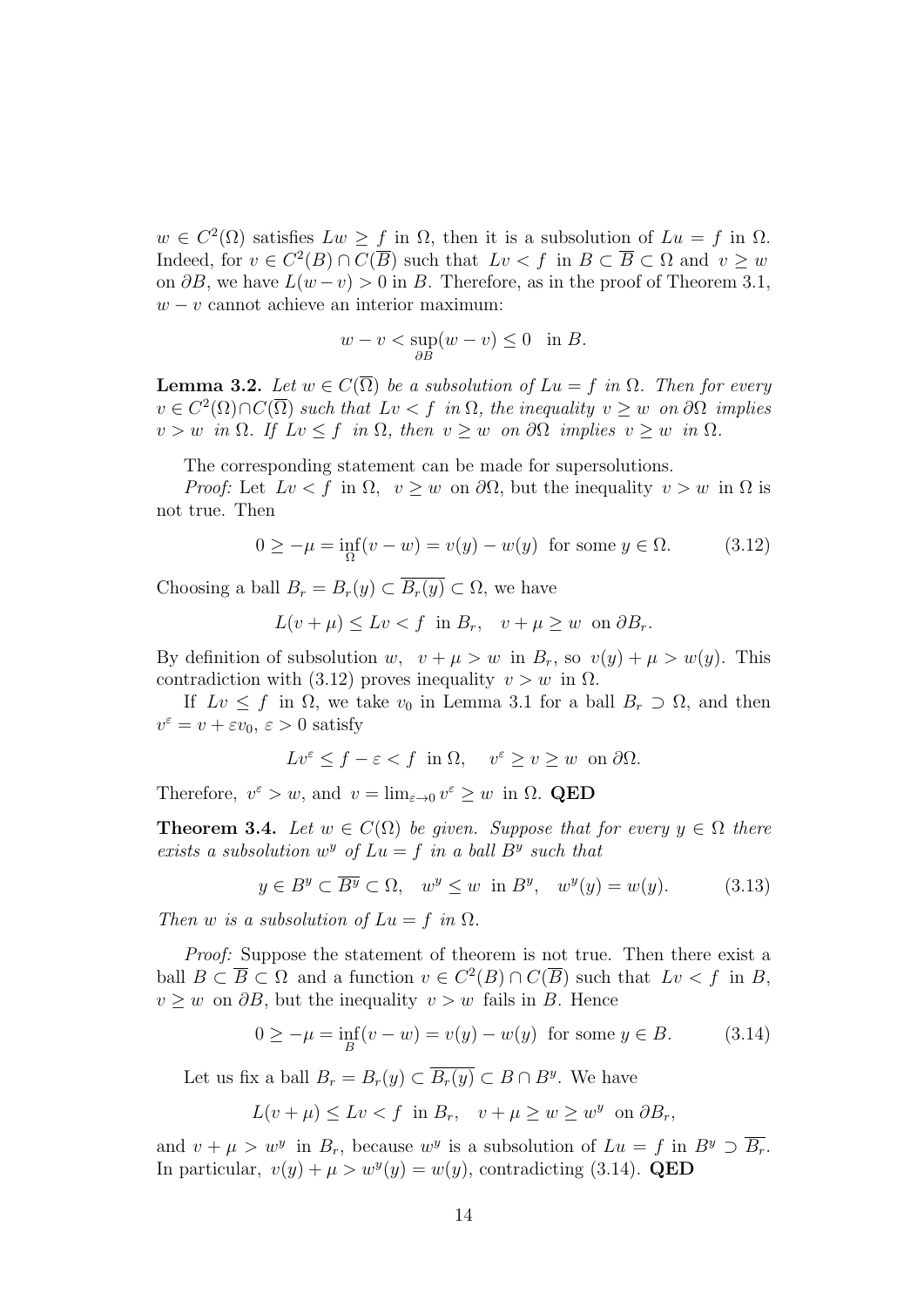$w \in C^2(\Omega)$ satisfies $Lw \geq f$ in $\Omega$, then it is a subsolution of $Lu = f$ in $\Omega$. Indeed, for $v \in C^2(B) \cap C(\overline{B})$ such that $Lv < f$ in $B \subset \overline{B} \subset \Omega$ and $v \geq w$ on $\partial B$, we have $L(w - v) > 0$ in $B$. Therefore, as in the proof of Theorem 3.1, $w - v$ cannot achieve an interior maximum:

$$w - v < \sup_{\partial B}(w - v) \leq 0 \quad \text{in } B.$$

**Lemma 3.2.** *Let $w \in C(\overline{\Omega})$ be a subsolution of $Lu = f$ in $\Omega$. Then for every $v \in C^2(\Omega) \cap C(\overline{\Omega})$ such that $Lv < f$ in $\Omega$, the inequality $v \geq w$ on $\partial\Omega$ implies $v > w$ in $\Omega$. If $Lv \leq f$ in $\Omega$, then $v \geq w$ on $\partial\Omega$ implies $v \geq w$ in $\Omega$.*

The corresponding statement can be made for supersolutions.

*Proof:* Let $Lv < f$ in $\Omega$, $v \geq w$ on $\partial\Omega$, but the inequality $v > w$ in $\Omega$ is not true. Then

$$0 \geq -\mu = \inf_{\Omega}(v - w) = v(y) - w(y) \text{ for some } y \in \Omega. \tag{3.12}$$

Choosing a ball $B_r = B_r(y) \subset \overline{B_r(y)} \subset \Omega$, we have

$$L(v + \mu) \leq Lv < f \text{ in } B_r, \quad v + \mu \geq w \text{ on } \partial B_r.$$

By definition of subsolution $w$, $v + \mu > w$ in $B_r$, so $v(y) + \mu > w(y)$. This contradiction with (3.12) proves inequality $v > w$ in $\Omega$.

If $Lv \leq f$ in $\Omega$, we take $v_0$ in Lemma 3.1 for a ball $B_r \supset \Omega$, and then $v^\varepsilon = v + \varepsilon v_0$, $\varepsilon > 0$ satisfy

$$Lv^\varepsilon \leq f - \varepsilon < f \text{ in } \Omega, \quad v^\varepsilon \geq v \geq w \text{ on } \partial\Omega.$$

Therefore, $v^\varepsilon > w$, and $v = \lim_{\varepsilon \to 0} v^\varepsilon \geq w$ in $\Omega$. **QED**

**Theorem 3.4.** *Let $w \in C(\Omega)$ be given. Suppose that for every $y \in \Omega$ there exists a subsolution $w^y$ of $Lu = f$ in a ball $B^y$ such that*

$$y \in B^y \subset \overline{B^y} \subset \Omega, \quad w^y \leq w \text{ in } B^y, \quad w^y(y) = w(y). \tag{3.13}$$

*Then $w$ is a subsolution of $Lu = f$ in $\Omega$.*

*Proof:* Suppose the statement of theorem is not true. Then there exist a ball $B \subset \overline{B} \subset \Omega$ and a function $v \in C^2(B) \cap C(\overline{B})$ such that $Lv < f$ in $B$, $v \geq w$ on $\partial B$, but the inequality $v > w$ fails in $B$. Hence

$$0 \geq -\mu = \inf_{B}(v - w) = v(y) - w(y) \text{ for some } y \in B. \tag{3.14}$$

Let us fix a ball $B_r = B_r(y) \subset \overline{B_r(y)} \subset B \cap B^y$. We have

$$L(v + \mu) \leq Lv < f \text{ in } B_r, \quad v + \mu \geq w \geq w^y \text{ on } \partial B_r,$$

and $v + \mu > w^y$ in $B_r$, because $w^y$ is a subsolution of $Lu = f$ in $B^y \supset \overline{B_r}$. In particular, $v(y) + \mu > w^y(y) = w(y)$, contradicting (3.14). **QED**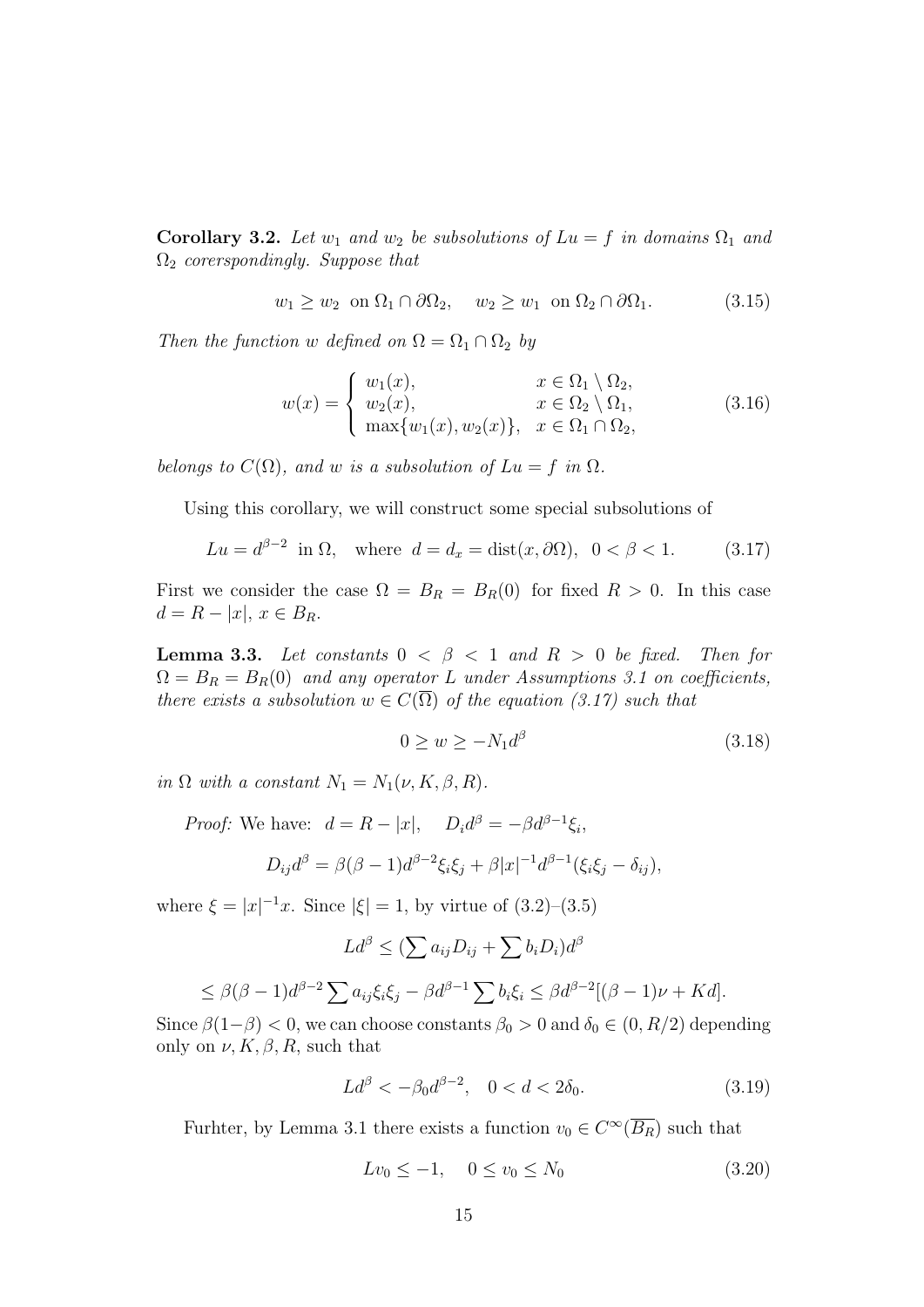**Corollary 3.2.** *Let $w_1$ and $w_2$ be subsolutions of $Lu = f$ in domains $\Omega_1$ and $\Omega_2$ corerspondingly. Suppose that*

$$w_1 \geq w_2 \;\text{ on } \Omega_1 \cap \partial\Omega_2, \quad w_2 \geq w_1 \;\text{ on } \Omega_2 \cap \partial\Omega_1. \tag{3.15}$$

*Then the function $w$ defined on $\Omega = \Omega_1 \cap \Omega_2$ by*

$$w(x) = \begin{cases} w_1(x), & x \in \Omega_1 \setminus \Omega_2, \\ w_2(x), & x \in \Omega_2 \setminus \Omega_1, \\ \max\{w_1(x), w_2(x)\}, & x \in \Omega_1 \cap \Omega_2, \end{cases} \tag{3.16}$$

*belongs to $C(\Omega)$, and $w$ is a subsolution of $Lu = f$ in $\Omega$.*

Using this corollary, we will construct some special subsolutions of

$$Lu = d^{\beta-2} \;\text{ in } \Omega, \quad \text{where } d = d_x = \operatorname{dist}(x, \partial\Omega), \;\; 0 < \beta < 1. \tag{3.17}$$

First we consider the case $\Omega = B_R = B_R(0)$ for fixed $R > 0$. In this case $d = R - |x|$, $x \in B_R$.

**Lemma 3.3.** *Let constants $0 < \beta < 1$ and $R > 0$ be fixed. Then for $\Omega = B_R = B_R(0)$ and any operator $L$ under Assumptions 3.1 on coefficients, there exists a subsolution $w \in C(\overline{\Omega})$ of the equation (3.17) such that*

$$0 \geq w \geq -N_1 d^\beta \tag{3.18}$$

*in $\Omega$ with a constant $N_1 = N_1(\nu, K, \beta, R)$.*

*Proof:* We have: $d = R - |x|, \quad D_i d^\beta = -\beta d^{\beta-1}\xi_i,$

$$D_{ij} d^\beta = \beta(\beta-1) d^{\beta-2}\xi_i\xi_j + \beta|x|^{-1} d^{\beta-1}(\xi_i\xi_j - \delta_{ij}),$$

where $\xi = |x|^{-1}x$. Since $|\xi| = 1$, by virtue of (3.2)–(3.5)

$$Ld^\beta \leq \left(\sum a_{ij}D_{ij} + \sum b_i D_i\right) d^\beta$$

$$\leq \beta(\beta-1)d^{\beta-2}\sum a_{ij}\xi_i\xi_j - \beta d^{\beta-1}\sum b_i\xi_i \leq \beta d^{\beta-2}[(\beta-1)\nu + Kd].$$

Since $\beta(1-\beta) < 0$, we can choose constants $\beta_0 > 0$ and $\delta_0 \in (0, R/2)$ depending only on $\nu, K, \beta, R$, such that

$$Ld^\beta < -\beta_0 d^{\beta-2}, \quad 0 < d < 2\delta_0. \tag{3.19}$$

Furhter, by Lemma 3.1 there exists a function $v_0 \in C^\infty(\overline{B_R})$ such that

$$Lv_0 \leq -1, \quad 0 \leq v_0 \leq N_0 \tag{3.20}$$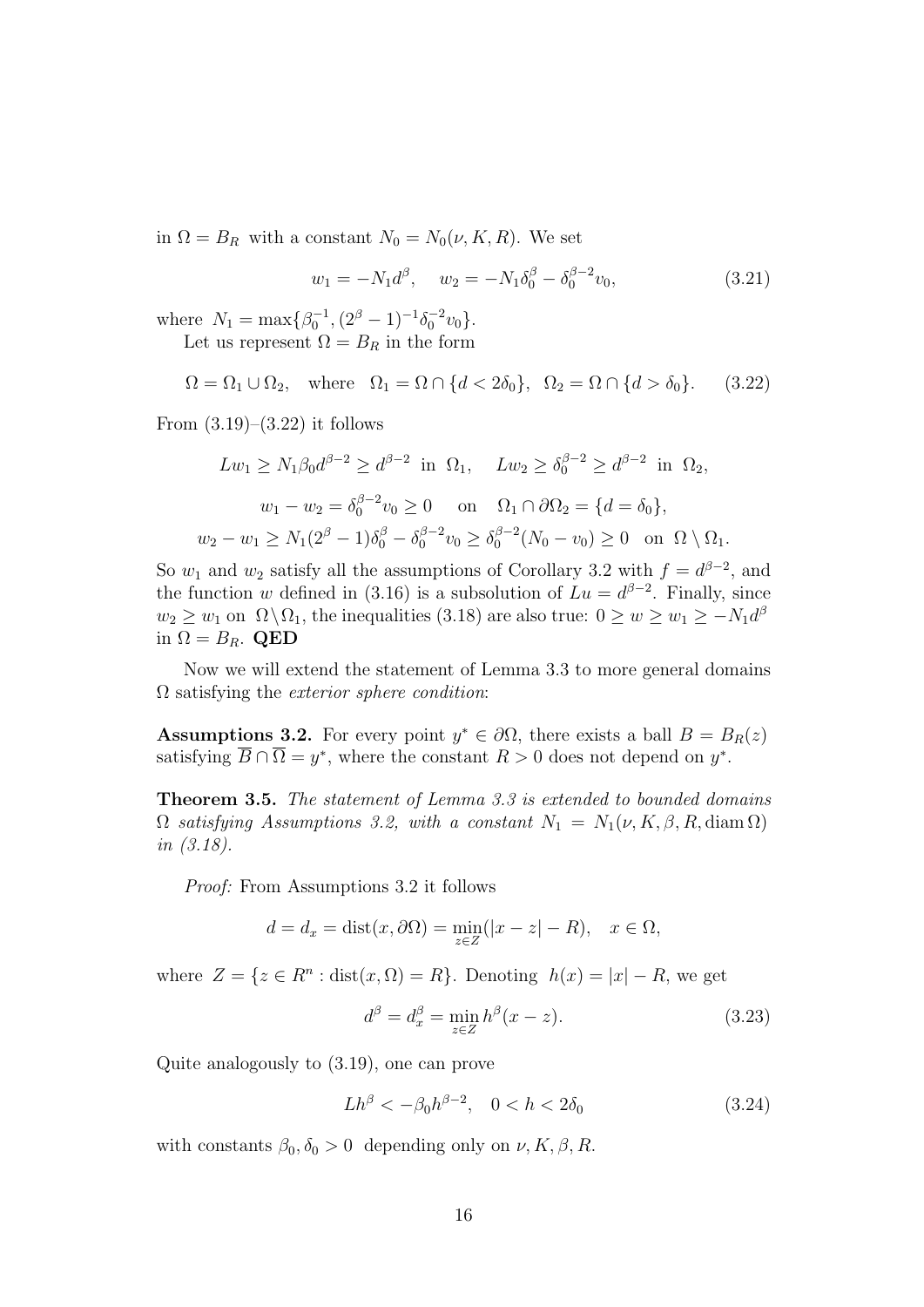in $\Omega = B_R$ with a constant $N_0 = N_0(\nu, K, R)$. We set

$$w_1 = -N_1 d^\beta, \quad w_2 = -N_1 \delta_0^\beta - \delta_0^{\beta-2} v_0, \tag{3.21}$$

where $N_1 = \max\{\beta_0^{-1}, (2^\beta - 1)^{-1} \delta_0^{-2} v_0\}$.

Let us represent $\Omega = B_R$ in the form

$$\Omega = \Omega_1 \cup \Omega_2, \quad \text{where} \quad \Omega_1 = \Omega \cap \{d < 2\delta_0\}, \ \ \Omega_2 = \Omega \cap \{d > \delta_0\}. \tag{3.22}$$

From (3.19)–(3.22) it follows

$$Lw_1 \geq N_1 \beta_0 d^{\beta-2} \geq d^{\beta-2} \ \text{ in } \ \Omega_1, \quad Lw_2 \geq \delta_0^{\beta-2} \geq d^{\beta-2} \ \text{ in } \ \Omega_2,$$

$$w_1 - w_2 = \delta_0^{\beta-2} v_0 \geq 0 \quad \text{ on } \quad \Omega_1 \cap \partial\Omega_2 = \{d = \delta_0\},$$

$$w_2 - w_1 \geq N_1 (2^\beta - 1) \delta_0^\beta - \delta_0^{\beta-2} v_0 \geq \delta_0^{\beta-2}(N_0 - v_0) \geq 0 \quad \text{on} \ \ \Omega \setminus \Omega_1.$$

So $w_1$ and $w_2$ satisfy all the assumptions of Corollary 3.2 with $f = d^{\beta-2}$, and the function $w$ defined in (3.16) is a subsolution of $Lu = d^{\beta-2}$. Finally, since $w_2 \geq w_1$ on $\Omega \setminus \Omega_1$, the inequalities (3.18) are also true: $0 \geq w \geq w_1 \geq -N_1 d^\beta$ in $\Omega = B_R$. **QED**

Now we will extend the statement of Lemma 3.3 to more general domains $\Omega$ satisfying the *exterior sphere condition*:

**Assumptions 3.2.** For every point $y^* \in \partial\Omega$, there exists a ball $B = B_R(z)$ satisfying $\overline{B} \cap \overline{\Omega} = y^*$, where the constant $R > 0$ does not depend on $y^*$.

**Theorem 3.5.** *The statement of Lemma 3.3 is extended to bounded domains $\Omega$ satisfying Assumptions 3.2, with a constant $N_1 = N_1(\nu, K, \beta, R, \operatorname{diam} \Omega)$ in (3.18).*

*Proof:* From Assumptions 3.2 it follows

$$d = d_x = \operatorname{dist}(x, \partial\Omega) = \min_{z \in Z} (|x - z| - R), \quad x \in \Omega,$$

where $Z = \{z \in R^n : \operatorname{dist}(x, \Omega) = R\}$. Denoting $h(x) = |x| - R$, we get

$$d^\beta = d_x^\beta = \min_{z \in Z} h^\beta(x - z). \tag{3.23}$$

Quite analogously to (3.19), one can prove

$$Lh^\beta < -\beta_0 h^{\beta-2}, \quad 0 < h < 2\delta_0 \tag{3.24}$$

with constants $\beta_0, \delta_0 > 0$ depending only on $\nu, K, \beta, R$.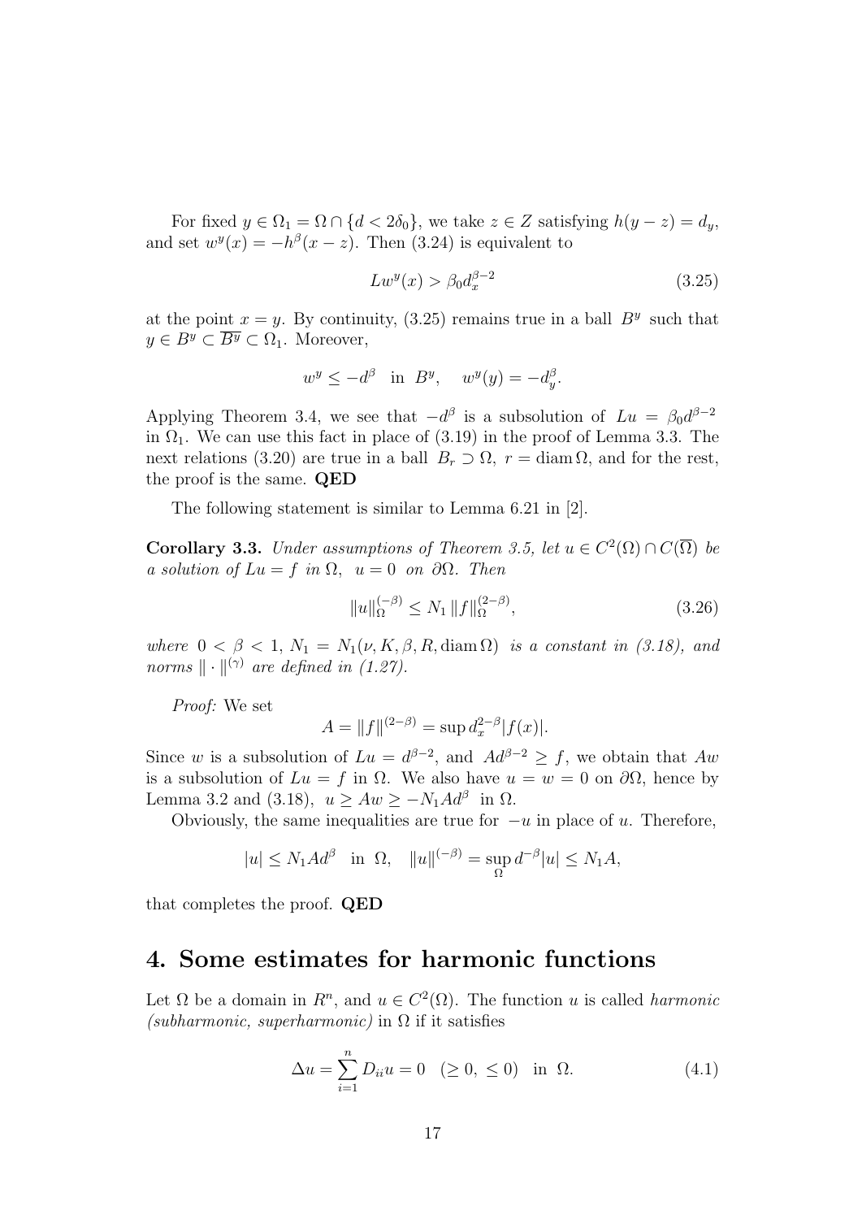For fixed $y \in \Omega_1 = \Omega \cap \{d < 2\delta_0\}$, we take $z \in Z$ satisfying $h(y - z) = d_y$, and set $w^y(x) = -h^\beta(x - z)$. Then (3.24) is equivalent to

$$Lw^y(x) > \beta_0 d_x^{\beta-2} \tag{3.25}$$

at the point $x = y$. By continuity, (3.25) remains true in a ball $B^y$ such that $y \in B^y \subset \overline{B^y} \subset \Omega_1$. Moreover,

$$w^y \le -d^\beta \quad \text{in } B^y, \quad w^y(y) = -d_y^\beta.$$

Applying Theorem 3.4, we see that $-d^\beta$ is a subsolution of $Lu = \beta_0 d^{\beta-2}$ in $\Omega_1$. We can use this fact in place of (3.19) in the proof of Lemma 3.3. The next relations (3.20) are true in a ball $B_r \supset \Omega$, $r = \operatorname{diam}\Omega$, and for the rest, the proof is the same. **QED**

The following statement is similar to Lemma 6.21 in [2].

**Corollary 3.3.** *Under assumptions of Theorem 3.5, let $u \in C^2(\Omega) \cap C(\overline{\Omega})$ be a solution of $Lu = f$ in $\Omega$, $u = 0$ on $\partial\Omega$. Then*

$$\|u\|_\Omega^{(-\beta)} \le N_1 \, \|f\|_\Omega^{(2-\beta)}, \tag{3.26}$$

*where $0 < \beta < 1$, $N_1 = N_1(\nu, K, \beta, R, \operatorname{diam}\Omega)$ is a constant in (3.18), and norms $\|\cdot\|^{(\gamma)}$ are defined in (1.27).*

*Proof:* We set

$$A = \|f\|^{(2-\beta)} = \sup d_x^{2-\beta} |f(x)|.$$

Since $w$ is a subsolution of $Lu = d^{\beta-2}$, and $Ad^{\beta-2} \ge f$, we obtain that $Aw$ is a subsolution of $Lu = f$ in $\Omega$. We also have $u = w = 0$ on $\partial\Omega$, hence by Lemma 3.2 and (3.18), $u \ge Aw \ge -N_1 A d^\beta$ in $\Omega$.

Obviously, the same inequalities are true for $-u$ in place of $u$. Therefore,

$$|u| \le N_1 A d^\beta \quad \text{in } \Omega, \quad \|u\|^{(-\beta)} = \sup_\Omega d^{-\beta}|u| \le N_1 A,$$

that completes the proof. **QED**

# 4. Some estimates for harmonic functions

Let $\Omega$ be a domain in $R^n$, and $u \in C^2(\Omega)$. The function $u$ is called *harmonic (subharmonic, superharmonic)* in $\Omega$ if it satisfies

$$\Delta u = \sum_{i=1}^n D_{ii} u = 0 \quad (\ge 0, \, \le 0) \quad \text{in } \Omega. \tag{4.1}$$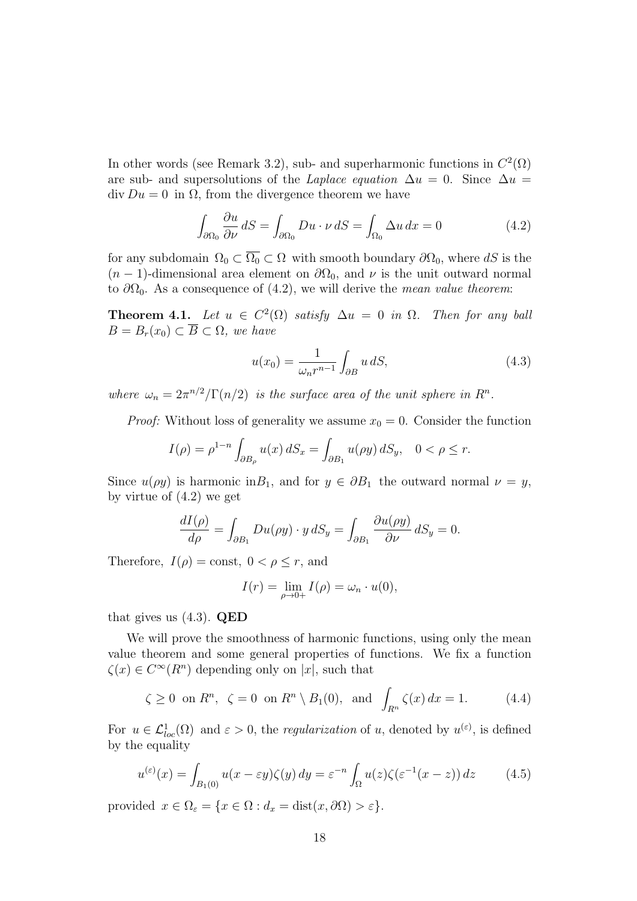In other words (see Remark 3.2), sub- and superharmonic functions in $C^2(\Omega)$ are sub- and supersolutions of the *Laplace equation* $\Delta u = 0$. Since $\Delta u = \operatorname{div} Du = 0$ in $\Omega$, from the divergence theorem we have

$$\int_{\partial\Omega_0} \frac{\partial u}{\partial \nu}\, dS = \int_{\partial\Omega_0} Du \cdot \nu \, dS = \int_{\Omega_0} \Delta u \, dx = 0 \tag{4.2}$$

for any subdomain $\Omega_0 \subset \overline{\Omega_0} \subset \Omega$ with smooth boundary $\partial\Omega_0$, where $dS$ is the $(n-1)$-dimensional area element on $\partial\Omega_0$, and $\nu$ is the unit outward normal to $\partial\Omega_0$. As a consequence of (4.2), we will derive the *mean value theorem*:

**Theorem 4.1.** *Let $u \in C^2(\Omega)$ satisfy $\Delta u = 0$ in $\Omega$. Then for any ball $B = B_r(x_0) \subset \overline{B} \subset \Omega$, we have*

$$u(x_0) = \frac{1}{\omega_n r^{n-1}} \int_{\partial B} u \, dS, \tag{4.3}$$

*where $\omega_n = 2\pi^{n/2}/\Gamma(n/2)$ is the surface area of the unit sphere in $R^n$.*

*Proof:* Without loss of generality we assume $x_0 = 0$. Consider the function

$$I(\rho) = \rho^{1-n} \int_{\partial B_\rho} u(x)\, dS_x = \int_{\partial B_1} u(\rho y)\, dS_y, \quad 0 < \rho \le r.$$

Since $u(\rho y)$ is harmonic in$B_1$, and for $y \in \partial B_1$ the outward normal $\nu = y$, by virtue of (4.2) we get

$$\frac{dI(\rho)}{d\rho} = \int_{\partial B_1} Du(\rho y) \cdot y \, dS_y = \int_{\partial B_1} \frac{\partial u(\rho y)}{\partial \nu}\, dS_y = 0.$$

Therefore, $I(\rho) = \text{const},\ 0 < \rho \le r$, and

$$I(r) = \lim_{\rho \to 0+} I(\rho) = \omega_n \cdot u(0),$$

that gives us (4.3). **QED**

We will prove the smoothness of harmonic functions, using only the mean value theorem and some general properties of functions. We fix a function $\zeta(x) \in C^\infty(R^n)$ depending only on $|x|$, such that

$$\zeta \ge 0 \ \text{ on } R^n, \ \ \zeta = 0 \ \text{ on } R^n \setminus B_1(0), \ \text{ and } \ \int_{R^n} \zeta(x)\, dx = 1. \tag{4.4}$$

For $u \in \mathcal{L}^1_{loc}(\Omega)$ and $\varepsilon > 0$, the *regularization* of $u$, denoted by $u^{(\varepsilon)}$, is defined by the equality

$$u^{(\varepsilon)}(x) = \int_{B_1(0)} u(x - \varepsilon y)\zeta(y)\, dy = \varepsilon^{-n} \int_\Omega u(z)\zeta(\varepsilon^{-1}(x-z))\, dz \tag{4.5}$$

provided $x \in \Omega_\varepsilon = \{x \in \Omega : d_x = \operatorname{dist}(x, \partial\Omega) > \varepsilon\}$.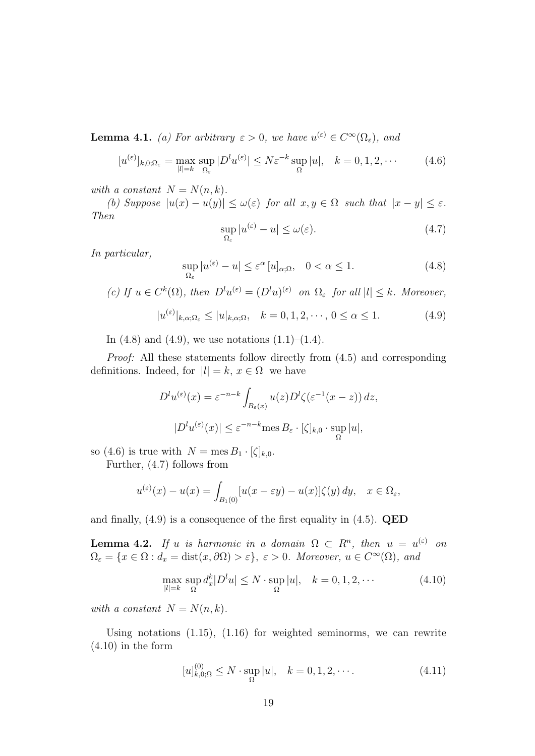**Lemma 4.1.** *(a) For arbitrary $\varepsilon > 0$, we have $u^{(\varepsilon)} \in C^\infty(\Omega_\varepsilon)$, and*

$$[u^{(\varepsilon)}]_{k,0;\Omega_\varepsilon} = \max_{|l|=k} \sup_{\Omega_\varepsilon} |D^l u^{(\varepsilon)}| \le N\varepsilon^{-k} \sup_{\Omega} |u|, \quad k = 0, 1, 2, \cdots \tag{4.6}$$

*with a constant $N = N(n, k)$.*

*(b) Suppose $|u(x) - u(y)| \le \omega(\varepsilon)$ for all $x, y \in \Omega$ such that $|x - y| \le \varepsilon$. Then*

$$\sup_{\Omega_\varepsilon} |u^{(\varepsilon)} - u| \le \omega(\varepsilon). \tag{4.7}$$

*In particular,*

$$\sup_{\Omega_\varepsilon} |u^{(\varepsilon)} - u| \le \varepsilon^\alpha \, [u]_{\alpha;\Omega}, \quad 0 < \alpha \le 1. \tag{4.8}$$

*(c) If $u \in C^k(\Omega)$, then $D^l u^{(\varepsilon)} = (D^l u)^{(\varepsilon)}$ on $\Omega_\varepsilon$ for all $|l| \le k$. Moreover,*

$$|u^{(\varepsilon)}|_{k,\alpha;\Omega_\varepsilon} \le |u|_{k,\alpha;\Omega}, \quad k = 0, 1, 2, \cdots, 0 \le \alpha \le 1. \tag{4.9}$$

In (4.8) and (4.9), we use notations (1.1)–(1.4).

*Proof:* All these statements follow directly from (4.5) and corresponding definitions. Indeed, for $|l| = k$, $x \in \Omega$ we have

$$D^l u^{(\varepsilon)}(x) = \varepsilon^{-n-k} \int_{B_\varepsilon(x)} u(z) D^l \zeta(\varepsilon^{-1}(x - z))\, dz,$$

$$|D^l u^{(\varepsilon)}(x)| \le \varepsilon^{-n-k} \mathrm{mes}\, B_\varepsilon \cdot [\zeta]_{k,0} \cdot \sup_\Omega |u|,$$

so (4.6) is true with $N = \mathrm{mes}\, B_1 \cdot [\zeta]_{k,0}$.

Further, (4.7) follows from

$$u^{(\varepsilon)}(x) - u(x) = \int_{B_1(0)} [u(x - \varepsilon y) - u(x)] \zeta(y)\, dy, \quad x \in \Omega_\varepsilon,$$

and finally, (4.9) is a consequence of the first equality in (4.5). **QED**

**Lemma 4.2.** *If $u$ is harmonic in a domain $\Omega \subset R^n$, then $u = u^{(\varepsilon)}$ on $\Omega_\varepsilon = \{x \in \Omega : d_x = \mathrm{dist}(x, \partial\Omega) > \varepsilon\}$, $\varepsilon > 0$. Moreover, $u \in C^\infty(\Omega)$, and*

$$\max_{|l|=k} \sup_\Omega d_x^k |D^l u| \le N \cdot \sup_\Omega |u|, \quad k = 0, 1, 2, \cdots \tag{4.10}$$

*with a constant $N = N(n, k)$.*

Using notations (1.15), (1.16) for weighted seminorms, we can rewrite (4.10) in the form

$$[u]^{(0)}_{k,0;\Omega} \le N \cdot \sup_\Omega |u|, \quad k = 0, 1, 2, \cdots. \tag{4.11}$$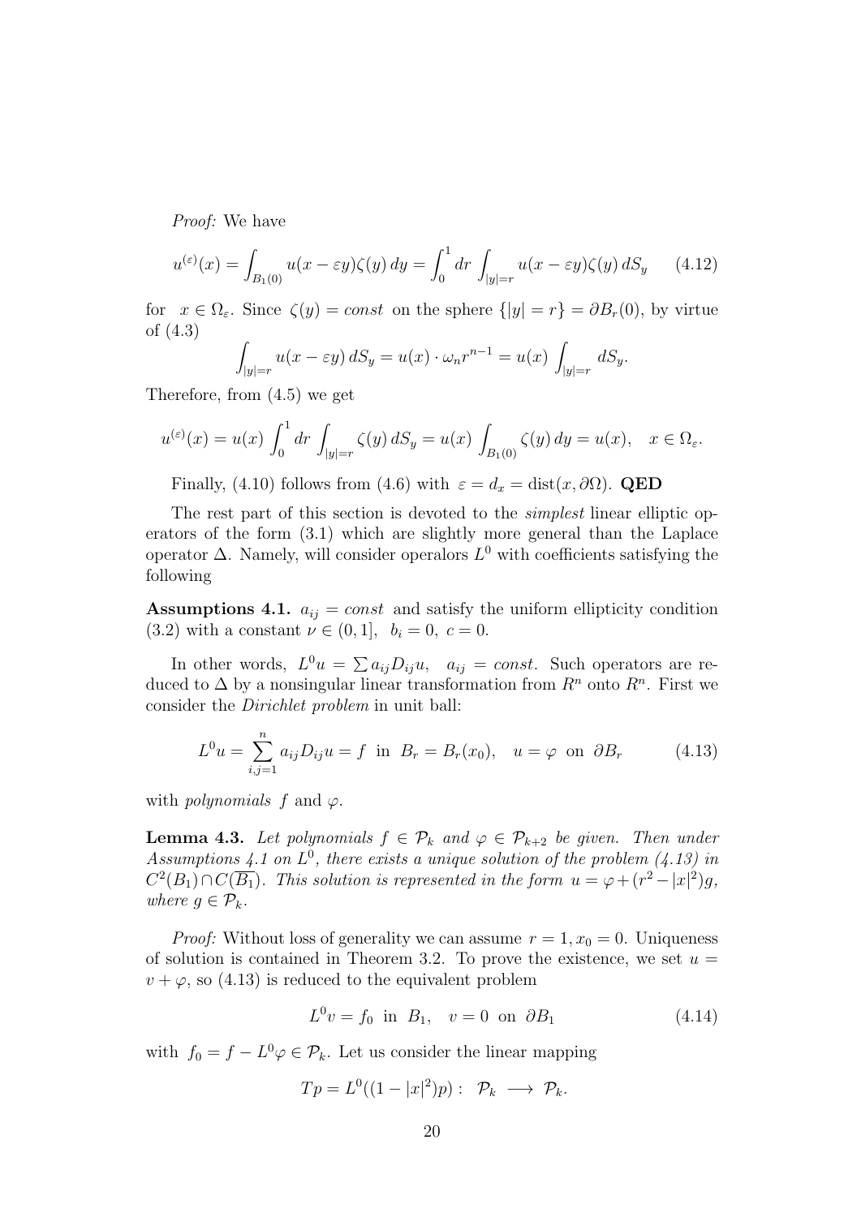*Proof:* We have

$$u^{(\varepsilon)}(x) = \int_{B_1(0)} u(x - \varepsilon y)\zeta(y)\, dy = \int_0^1 dr \int_{|y|=r} u(x - \varepsilon y)\zeta(y)\, dS_y \qquad (4.12)$$

for $x \in \Omega_\varepsilon$. Since $\zeta(y) = const$ on the sphere $\{|y| = r\} = \partial B_r(0)$, by virtue of (4.3)

$$\int_{|y|=r} u(x - \varepsilon y)\, dS_y = u(x) \cdot \omega_n r^{n-1} = u(x) \int_{|y|=r} dS_y.$$

Therefore, from (4.5) we get

$$u^{(\varepsilon)}(x) = u(x) \int_0^1 dr \int_{|y|=r} \zeta(y)\, dS_y = u(x) \int_{B_1(0)} \zeta(y)\, dy = u(x), \quad x \in \Omega_\varepsilon.$$

Finally, (4.10) follows from (4.6) with $\varepsilon = d_x = \text{dist}(x, \partial\Omega)$. **QED**

The rest part of this section is devoted to the *simplest* linear elliptic operators of the form (3.1) which are slightly more general than the Laplace operator $\Delta$. Namely, will consider operalors $L^0$ with coefficients satisfying the following

**Assumptions 4.1.** $a_{ij} = const$ and satisfy the uniform ellipticity condition (3.2) with a constant $\nu \in (0, 1]$, $b_i = 0$, $c = 0$.

In other words, $L^0 u = \sum a_{ij} D_{ij} u$, $a_{ij} = const$. Such operators are reduced to $\Delta$ by a nonsingular linear transformation from $R^n$ onto $R^n$. First we consider the *Dirichlet problem* in unit ball:

$$L^0 u = \sum_{i,j=1}^{n} a_{ij} D_{ij} u = f \text{ in } B_r = B_r(x_0), \quad u = \varphi \text{ on } \partial B_r \qquad (4.13)$$

with *polynomials* $f$ and $\varphi$.

**Lemma 4.3.** *Let polynomials $f \in \mathcal{P}_k$ and $\varphi \in \mathcal{P}_{k+2}$ be given. Then under Assumptions 4.1 on $L^0$, there exists a unique solution of the problem (4.13) in $C^2(B_1) \cap C(\overline{B_1})$. This solution is represented in the form $u = \varphi + (r^2 - |x|^2)g$, where $g \in \mathcal{P}_k$.*

*Proof:* Without loss of generality we can assume $r = 1, x_0 = 0$. Uniqueness of solution is contained in Theorem 3.2. To prove the existence, we set $u = v + \varphi$, so (4.13) is reduced to the equivalent problem

$$L^0 v = f_0 \text{ in } B_1, \quad v = 0 \text{ on } \partial B_1 \qquad (4.14)$$

with $f_0 = f - L^0\varphi \in \mathcal{P}_k$. Let us consider the linear mapping

$$Tp = L^0((1 - |x|^2)p) : \ \mathcal{P}_k \longrightarrow \mathcal{P}_k.$$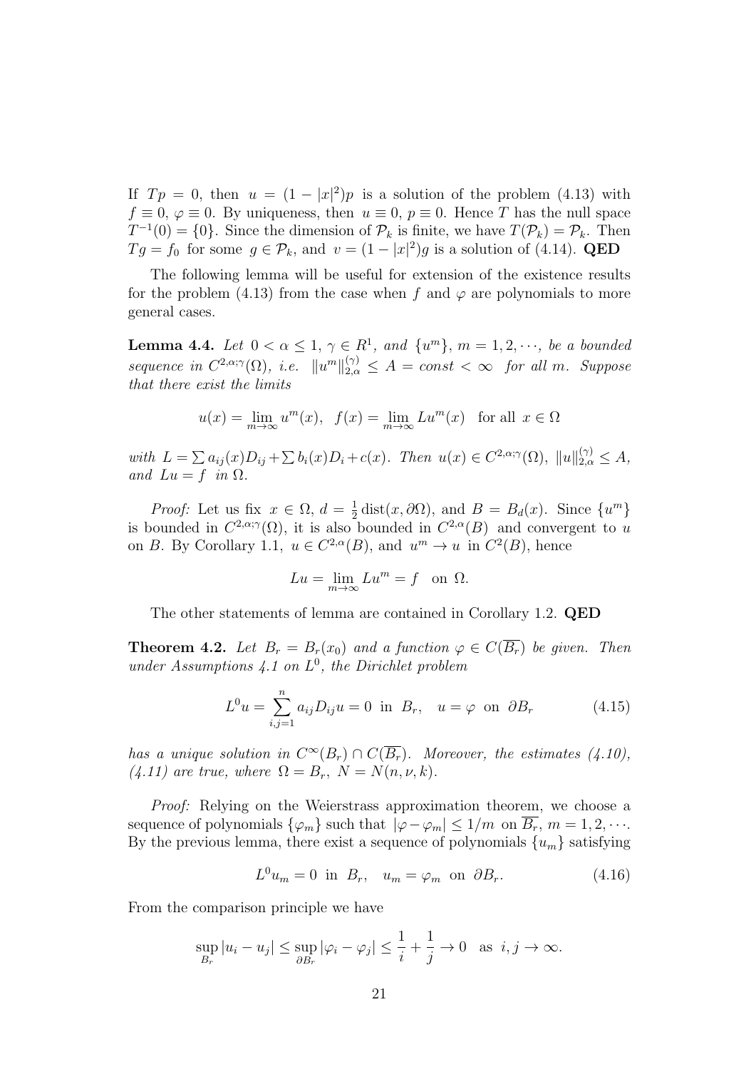If $Tp = 0$, then $u = (1-|x|^2)p$ is a solution of the problem (4.13) with $f \equiv 0$, $\varphi \equiv 0$. By uniqueness, then $u \equiv 0$, $p \equiv 0$. Hence $T$ has the null space $T^{-1}(0) = \{0\}$. Since the dimension of $\mathcal{P}_k$ is finite, we have $T(\mathcal{P}_k) = \mathcal{P}_k$. Then $Tg = f_0$ for some $g \in \mathcal{P}_k$, and $v = (1-|x|^2)g$ is a solution of (4.14). **QED**

The following lemma will be useful for extension of the existence results for the problem (4.13) from the case when $f$ and $\varphi$ are polynomials to more general cases.

**Lemma 4.4.** *Let $0 < \alpha \le 1$, $\gamma \in R^1$, and $\{u^m\}$, $m = 1, 2, \cdots$, be a bounded sequence in $C^{2,\alpha;\gamma}(\Omega)$, i.e. $\|u^m\|_{2,\alpha}^{(\gamma)} \le A = const < \infty$ for all $m$. Suppose that there exist the limits*

$$u(x) = \lim_{m\to\infty} u^m(x), \quad f(x) = \lim_{m\to\infty} Lu^m(x) \quad \text{for all } x \in \Omega$$

*with $L = \sum a_{ij}(x)D_{ij} + \sum b_i(x)D_i + c(x)$. Then $u(x) \in C^{2,\alpha;\gamma}(\Omega)$, $\|u\|_{2,\alpha}^{(\gamma)} \le A$, and $Lu = f$ in $\Omega$.*

*Proof:* Let us fix $x \in \Omega$, $d = \frac{1}{2}\operatorname{dist}(x, \partial\Omega)$, and $B = B_d(x)$. Since $\{u^m\}$ is bounded in $C^{2,\alpha;\gamma}(\Omega)$, it is also bounded in $C^{2,\alpha}(B)$ and convergent to $u$ on $B$. By Corollary 1.1, $u \in C^{2,\alpha}(B)$, and $u^m \to u$ in $C^2(B)$, hence

$$Lu = \lim_{m\to\infty} Lu^m = f \quad \text{on } \Omega.$$

The other statements of lemma are contained in Corollary 1.2. **QED**

**Theorem 4.2.** *Let $B_r = B_r(x_0)$ and a function $\varphi \in C(\overline{B_r})$ be given. Then under Assumptions 4.1 on $L^0$, the Dirichlet problem*

$$L^0 u = \sum_{i,j=1}^n a_{ij} D_{ij} u = 0 \text{ in } B_r, \quad u = \varphi \text{ on } \partial B_r \tag{4.15}$$

*has a unique solution in $C^\infty(B_r) \cap C(\overline{B_r})$. Moreover, the estimates (4.10), (4.11) are true, where $\Omega = B_r$, $N = N(n, \nu, k)$.*

*Proof:* Relying on the Weierstrass approximation theorem, we choose a sequence of polynomials $\{\varphi_m\}$ such that $|\varphi - \varphi_m| \le 1/m$ on $\overline{B_r}$, $m = 1, 2, \cdots$. By the previous lemma, there exist a sequence of polynomials $\{u_m\}$ satisfying

$$L^0 u_m = 0 \text{ in } B_r, \quad u_m = \varphi_m \text{ on } \partial B_r. \tag{4.16}$$

From the comparison principle we have

$$\sup_{B_r} |u_i - u_j| \le \sup_{\partial B_r} |\varphi_i - \varphi_j| \le \frac{1}{i} + \frac{1}{j} \to 0 \quad \text{as } i, j \to \infty.$$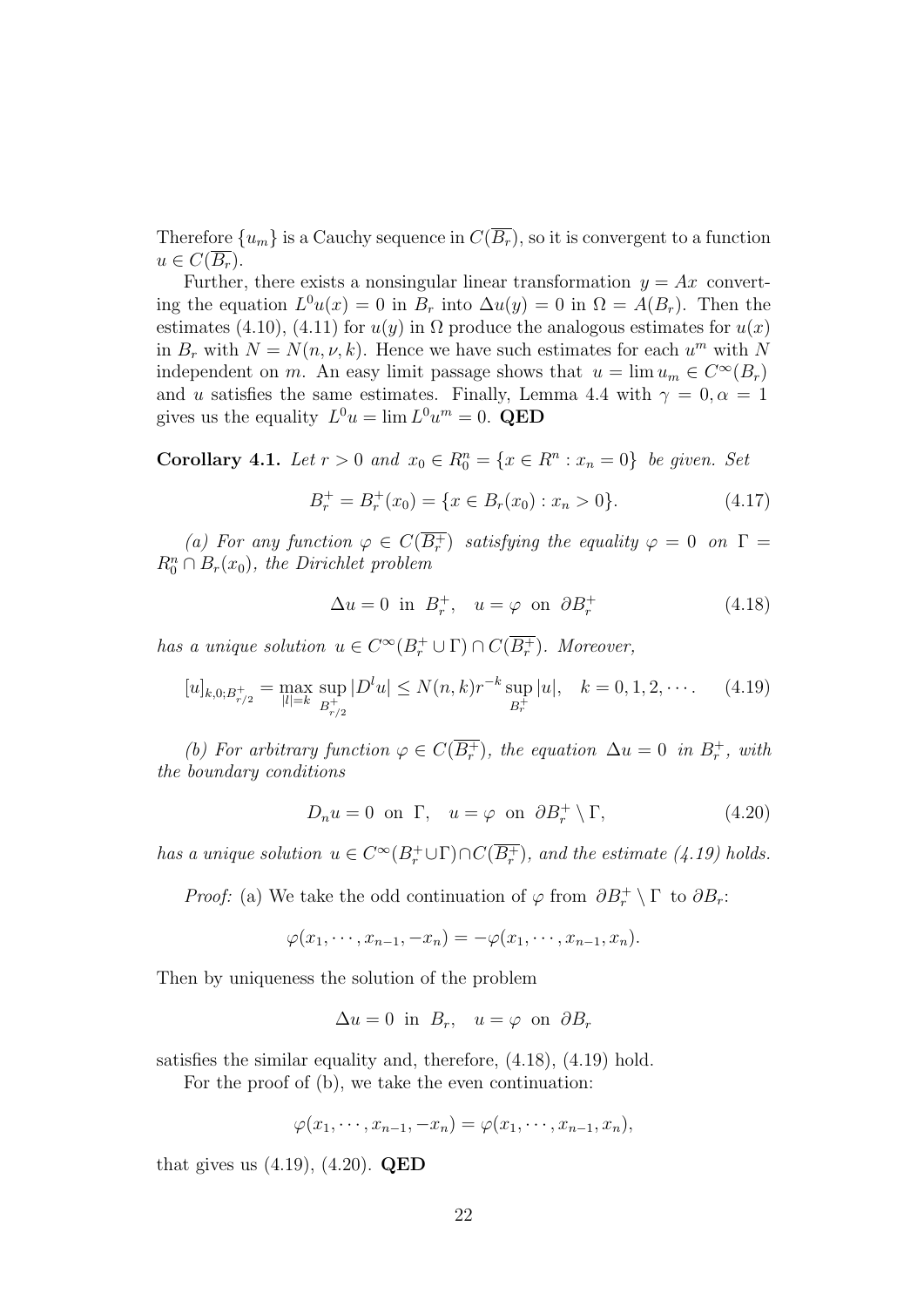Therefore $\{u_m\}$ is a Cauchy sequence in $C(\overline{B_r})$, so it is convergent to a function $u \in C(\overline{B_r})$.

Further, there exists a nonsingular linear transformation $y = Ax$ converting the equation $L^0 u(x) = 0$ in $B_r$ into $\Delta u(y) = 0$ in $\Omega = A(B_r)$. Then the estimates (4.10), (4.11) for $u(y)$ in $\Omega$ produce the analogous estimates for $u(x)$ in $B_r$ with $N = N(n, \nu, k)$. Hence we have such estimates for each $u^m$ with $N$ independent on $m$. An easy limit passage shows that $u = \lim u_m \in C^\infty(B_r)$ and $u$ satisfies the same estimates. Finally, Lemma 4.4 with $\gamma = 0, \alpha = 1$ gives us the equality $L^0 u = \lim L^0 u^m = 0$. **QED**

**Corollary 4.1.** *Let $r > 0$ and $x_0 \in R^n_0 = \{x \in R^n : x_n = 0\}$ be given. Set*

$$B^+_r = B^+_r(x_0) = \{x \in B_r(x_0) : x_n > 0\}. \tag{4.17}$$

*(a) For any function $\varphi \in C(\overline{B^+_r})$ satisfying the equality $\varphi = 0$ on $\Gamma = R^n_0 \cap B_r(x_0)$, the Dirichlet problem*

$$\Delta u = 0 \ \text{ in } \ B^+_r, \quad u = \varphi \ \text{ on } \ \partial B^+_r \tag{4.18}$$

*has a unique solution $u \in C^\infty(B^+_r \cup \Gamma) \cap C(\overline{B^+_r})$. Moreover,*

$$[u]_{k,0;B^+_{r/2}} = \max_{|l|=k} \sup_{B^+_{r/2}} |D^l u| \le N(n,k) r^{-k} \sup_{B^+_r} |u|, \quad k = 0, 1, 2, \cdots. \tag{4.19}$$

*(b) For arbitrary function $\varphi \in C(\overline{B^+_r})$, the equation $\Delta u = 0$ in $B^+_r$, with the boundary conditions*

$$D_n u = 0 \ \text{ on } \ \Gamma, \quad u = \varphi \ \text{ on } \ \partial B^+_r \setminus \Gamma, \tag{4.20}$$

*has a unique solution $u \in C^\infty(B^+_r \cup \Gamma) \cap C(\overline{B^+_r})$, and the estimate (4.19) holds.*

*Proof:* (a) We take the odd continuation of $\varphi$ from $\partial B^+_r \setminus \Gamma$ to $\partial B_r$:

$$\varphi(x_1, \cdots, x_{n-1}, -x_n) = -\varphi(x_1, \cdots, x_{n-1}, x_n).$$

Then by uniqueness the solution of the problem

$$\Delta u = 0 \ \text{ in } \ B_r, \quad u = \varphi \ \text{ on } \ \partial B_r$$

satisfies the similar equality and, therefore, (4.18), (4.19) hold.

For the proof of (b), we take the even continuation:

$$\varphi(x_1, \cdots, x_{n-1}, -x_n) = \varphi(x_1, \cdots, x_{n-1}, x_n),$$

that gives us (4.19), (4.20). **QED**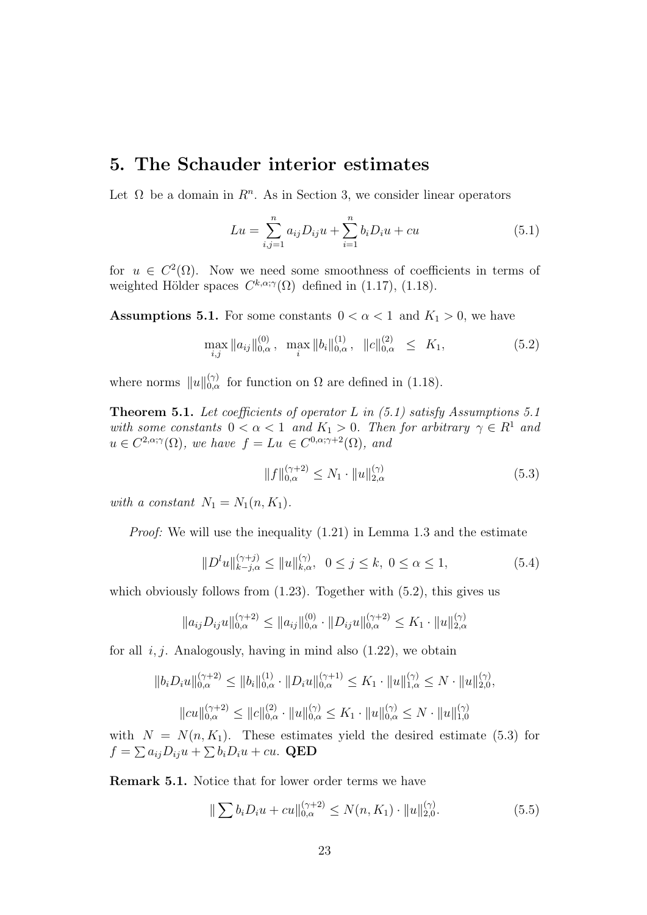## 5. The Schauder interior estimates

Let $\Omega$ be a domain in $R^n$. As in Section 3, we consider linear operators

$$Lu = \sum_{i,j=1}^{n} a_{ij} D_{ij} u + \sum_{i=1}^{n} b_i D_i u + cu \tag{5.1}$$

for $u \in C^2(\Omega)$. Now we need some smoothness of coefficients in terms of weighted Hölder spaces $C^{k,\alpha;\gamma}(\Omega)$ defined in (1.17), (1.18).

**Assumptions 5.1.** For some constants $0 < \alpha < 1$ and $K_1 > 0$, we have

$$\max_{i,j} \|a_{ij}\|_{0,\alpha}^{(0)}, \ \ \max_{i} \|b_i\|_{0,\alpha}^{(1)}, \ \ \|c\|_{0,\alpha}^{(2)} \ \leq \ K_1, \tag{5.2}$$

where norms $\|u\|_{0,\alpha}^{(\gamma)}$ for function on $\Omega$ are defined in (1.18).

**Theorem 5.1.** *Let coefficients of operator $L$ in (5.1) satisfy Assumptions 5.1 with some constants $0 < \alpha < 1$ and $K_1 > 0$. Then for arbitrary $\gamma \in R^1$ and $u \in C^{2,\alpha;\gamma}(\Omega)$, we have $f = Lu \in C^{0,\alpha;\gamma+2}(\Omega)$, and*

$$\|f\|_{0,\alpha}^{(\gamma+2)} \leq N_1 \cdot \|u\|_{2,\alpha}^{(\gamma)} \tag{5.3}$$

*with a constant $N_1 = N_1(n, K_1)$.*

*Proof:* We will use the inequality (1.21) in Lemma 1.3 and the estimate

$$\|D^l u\|_{k-j,\alpha}^{(\gamma+j)} \leq \|u\|_{k,\alpha}^{(\gamma)}, \ \ 0 \leq j \leq k, \ 0 \leq \alpha \leq 1, \tag{5.4}$$

which obviously follows from (1.23). Together with (5.2), this gives us

$$\|a_{ij} D_{ij} u\|_{0,\alpha}^{(\gamma+2)} \leq \|a_{ij}\|_{0,\alpha}^{(0)} \cdot \|D_{ij} u\|_{0,\alpha}^{(\gamma+2)} \leq K_1 \cdot \|u\|_{2,\alpha}^{(\gamma)}$$

for all $i, j$. Analogously, having in mind also (1.22), we obtain

$$\|b_i D_i u\|_{0,\alpha}^{(\gamma+2)} \leq \|b_i\|_{0,\alpha}^{(1)} \cdot \|D_i u\|_{0,\alpha}^{(\gamma+1)} \leq K_1 \cdot \|u\|_{1,\alpha}^{(\gamma)} \leq N \cdot \|u\|_{2,0}^{(\gamma)},$$

$$\|cu\|_{0,\alpha}^{(\gamma+2)} \leq \|c\|_{0,\alpha}^{(2)} \cdot \|u\|_{0,\alpha}^{(\gamma)} \leq K_1 \cdot \|u\|_{0,\alpha}^{(\gamma)} \leq N \cdot \|u\|_{1,0}^{(\gamma)}$$

with $N = N(n, K_1)$. These estimates yield the desired estimate (5.3) for $f = \sum a_{ij} D_{ij} u + \sum b_i D_i u + cu$. **QED**

**Remark 5.1.** Notice that for lower order terms we have

$$\|\sum b_i D_i u + cu\|_{0,\alpha}^{(\gamma+2)} \leq N(n, K_1) \cdot \|u\|_{2,0}^{(\gamma)}. \tag{5.5}$$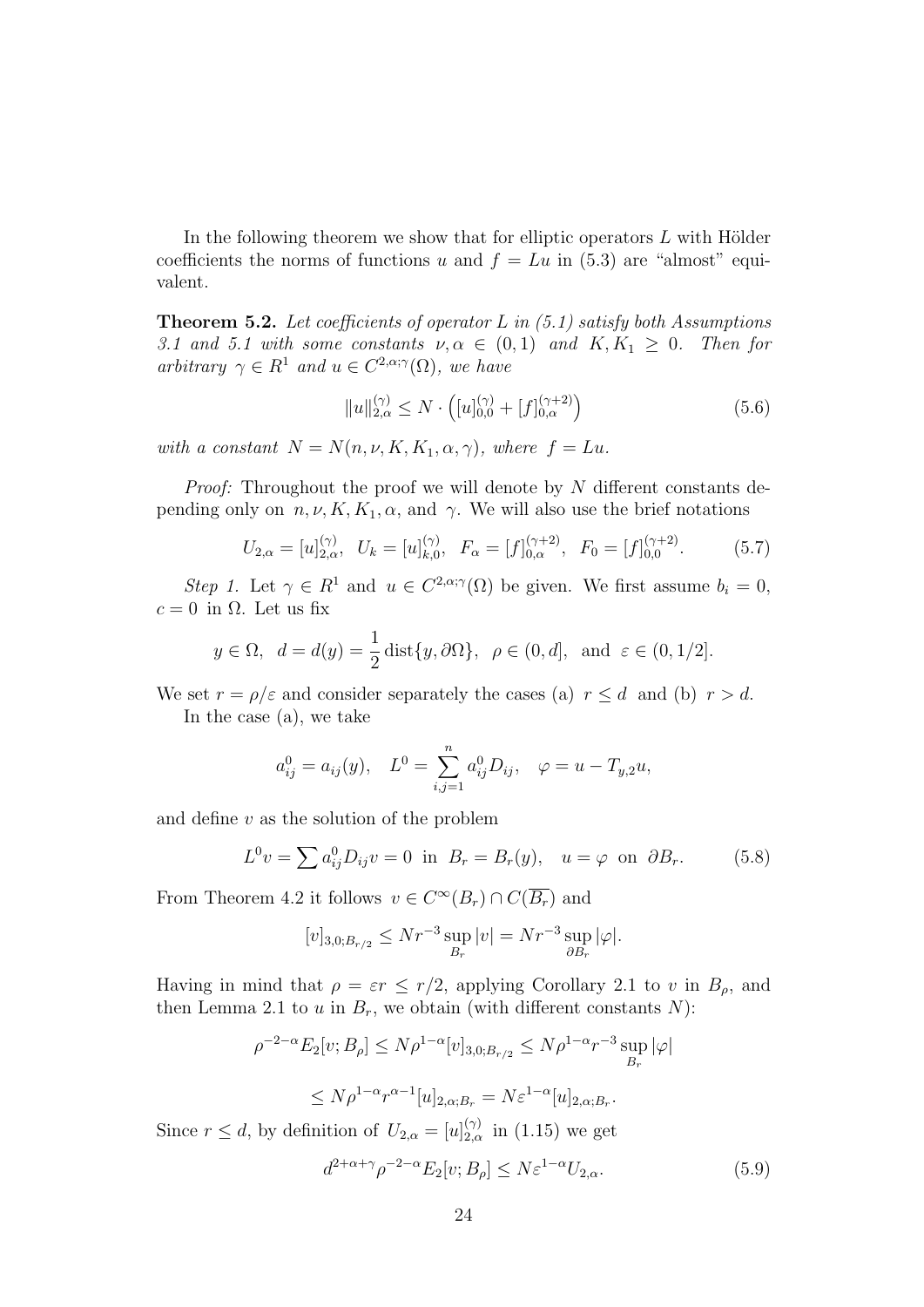In the following theorem we show that for elliptic operators $L$ with Hölder coefficients the norms of functions $u$ and $f = Lu$ in (5.3) are "almost" equivalent.

**Theorem 5.2.** *Let coefficients of operator $L$ in (5.1) satisfy both Assumptions 3.1 and 5.1 with some constants $\nu, \alpha \in (0,1)$ and $K, K_1 \geq 0$. Then for arbitrary $\gamma \in R^1$ and $u \in C^{2,\alpha;\gamma}(\Omega)$, we have*

$$\|u\|_{2,\alpha}^{(\gamma)} \leq N \cdot \left( [u]_{0,0}^{(\gamma)} + [f]_{0,\alpha}^{(\gamma+2)} \right) \tag{5.6}$$

*with a constant $N = N(n, \nu, K, K_1, \alpha, \gamma)$, where $f = Lu$.*

*Proof:* Throughout the proof we will denote by $N$ different constants depending only on $n, \nu, K, K_1, \alpha$, and $\gamma$. We will also use the brief notations

$$U_{2,\alpha} = [u]_{2,\alpha}^{(\gamma)}, \quad U_k = [u]_{k,0}^{(\gamma)}, \quad F_\alpha = [f]_{0,\alpha}^{(\gamma+2)}, \quad F_0 = [f]_{0,0}^{(\gamma+2)}. \tag{5.7}$$

*Step 1.* Let $\gamma \in R^1$ and $u \in C^{2,\alpha;\gamma}(\Omega)$ be given. We first assume $b_i = 0$, $c = 0$ in $\Omega$. Let us fix

$$y \in \Omega, \quad d = d(y) = \frac{1}{2} \operatorname{dist}\{y, \partial\Omega\}, \quad \rho \in (0, d], \quad \text{and} \quad \varepsilon \in (0, 1/2].$$

We set $r = \rho/\varepsilon$ and consider separately the cases (a) $r \leq d$ and (b) $r > d$.

In the case (a), we take

$$a_{ij}^0 = a_{ij}(y), \quad L^0 = \sum_{i,j=1}^n a_{ij}^0 D_{ij}, \quad \varphi = u - T_{y,2}u,$$

and define $v$ as the solution of the problem

$$L^0 v = \sum a_{ij}^0 D_{ij} v = 0 \text{ in } B_r = B_r(y), \quad u = \varphi \text{ on } \partial B_r. \tag{5.8}$$

From Theorem 4.2 it follows $v \in C^\infty(B_r) \cap C(\overline{B_r})$ and

$$[v]_{3,0;B_{r/2}} \leq N r^{-3} \sup_{B_r} |v| = N r^{-3} \sup_{\partial B_r} |\varphi|.$$

Having in mind that $\rho = \varepsilon r \leq r/2$, applying Corollary 2.1 to $v$ in $B_\rho$, and then Lemma 2.1 to $u$ in $B_r$, we obtain (with different constants $N$):

$$\rho^{-2-\alpha} E_2[v; B_\rho] \leq N \rho^{1-\alpha} [v]_{3,0;B_{r/2}} \leq N \rho^{1-\alpha} r^{-3} \sup_{B_r} |\varphi|$$

$$\leq N \rho^{1-\alpha} r^{\alpha-1} [u]_{2,\alpha;B_r} = N \varepsilon^{1-\alpha} [u]_{2,\alpha;B_r}.$$

Since $r \leq d$, by definition of $U_{2,\alpha} = [u]_{2,\alpha}^{(\gamma)}$ in (1.15) we get

$$d^{2+\alpha+\gamma} \rho^{-2-\alpha} E_2[v; B_\rho] \leq N \varepsilon^{1-\alpha} U_{2,\alpha}. \tag{5.9}$$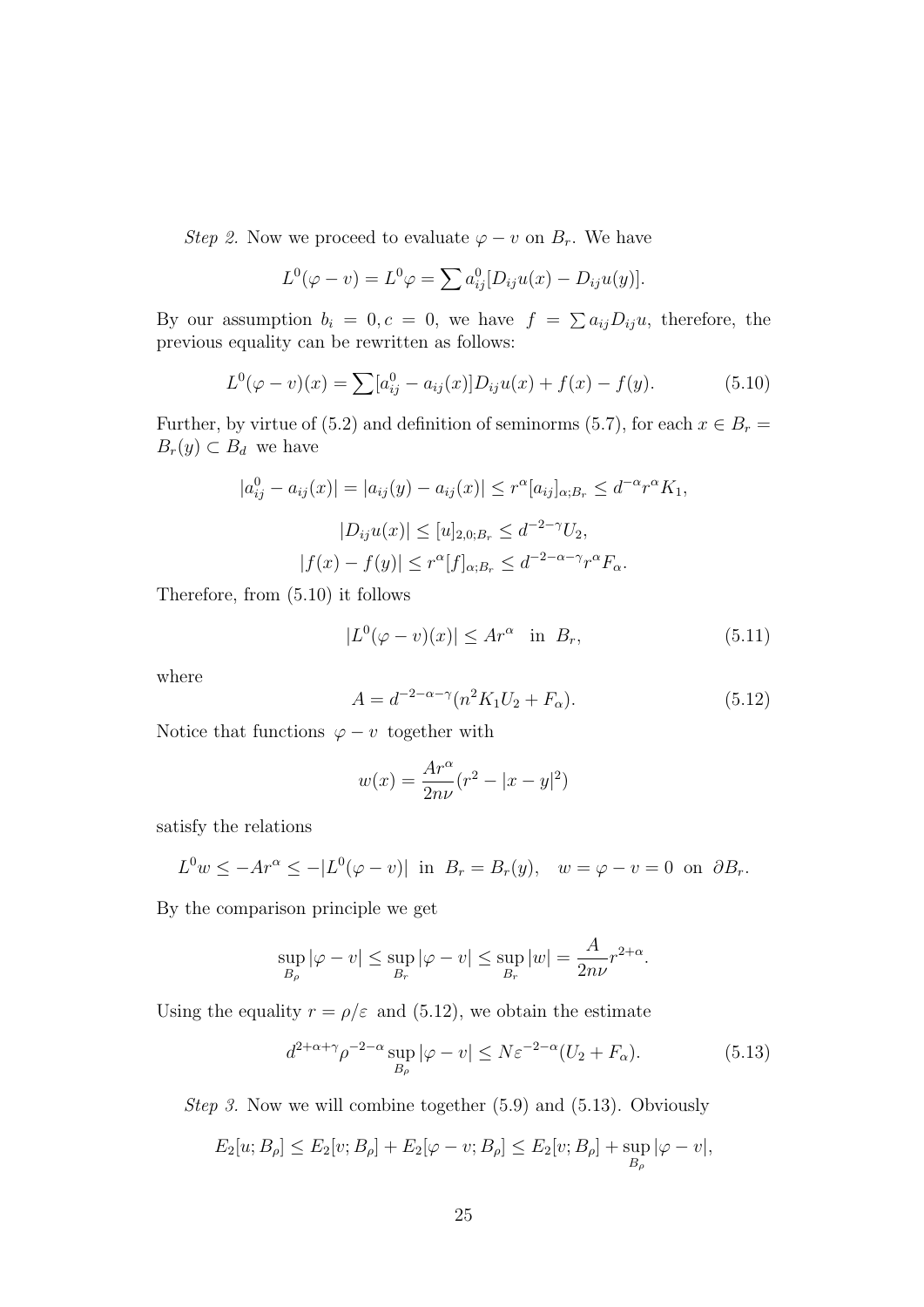*Step 2.* Now we proceed to evaluate $\varphi - v$ on $B_r$. We have

$$L^0(\varphi - v) = L^0\varphi = \sum a^0_{ij}[D_{ij}u(x) - D_{ij}u(y)].$$

By our assumption $b_i = 0, c = 0$, we have $f = \sum a_{ij}D_{ij}u$, therefore, the previous equality can be rewritten as follows:

$$L^0(\varphi - v)(x) = \sum [a^0_{ij} - a_{ij}(x)]D_{ij}u(x) + f(x) - f(y). \tag{5.10}$$

Further, by virtue of (5.2) and definition of seminorms (5.7), for each $x \in B_r = B_r(y) \subset B_d$ we have

$$|a^0_{ij} - a_{ij}(x)| = |a_{ij}(y) - a_{ij}(x)| \le r^\alpha [a_{ij}]_{\alpha;B_r} \le d^{-\alpha} r^\alpha K_1,$$

$$|D_{ij}u(x)| \le [u]_{2,0;B_r} \le d^{-2-\gamma} U_2,$$

$$|f(x) - f(y)| \le r^\alpha [f]_{\alpha;B_r} \le d^{-2-\alpha-\gamma} r^\alpha F_\alpha.$$

Therefore, from (5.10) it follows

$$|L^0(\varphi - v)(x)| \le A r^\alpha \quad \text{in } B_r, \tag{5.11}$$

where

$$A = d^{-2-\alpha-\gamma}(n^2 K_1 U_2 + F_\alpha). \tag{5.12}$$

Notice that functions $\varphi - v$ together with

$$w(x) = \frac{A r^\alpha}{2n\nu}(r^2 - |x - y|^2)$$

satisfy the relations

$$L^0 w \le -A r^\alpha \le -|L^0(\varphi - v)| \text{ in } B_r = B_r(y), \quad w = \varphi - v = 0 \text{ on } \partial B_r.$$

By the comparison principle we get

$$\sup_{B_\rho} |\varphi - v| \le \sup_{B_r} |\varphi - v| \le \sup_{B_r} |w| = \frac{A}{2n\nu} r^{2+\alpha}.$$

Using the equality $r = \rho/\varepsilon$ and (5.12), we obtain the estimate

$$d^{2+\alpha+\gamma} \rho^{-2-\alpha} \sup_{B_\rho} |\varphi - v| \le N \varepsilon^{-2-\alpha}(U_2 + F_\alpha). \tag{5.13}$$

*Step 3.* Now we will combine together (5.9) and (5.13). Obviously

$$E_2[u; B_\rho] \le E_2[v; B_\rho] + E_2[\varphi - v; B_\rho] \le E_2[v; B_\rho] + \sup_{B_\rho} |\varphi - v|,$$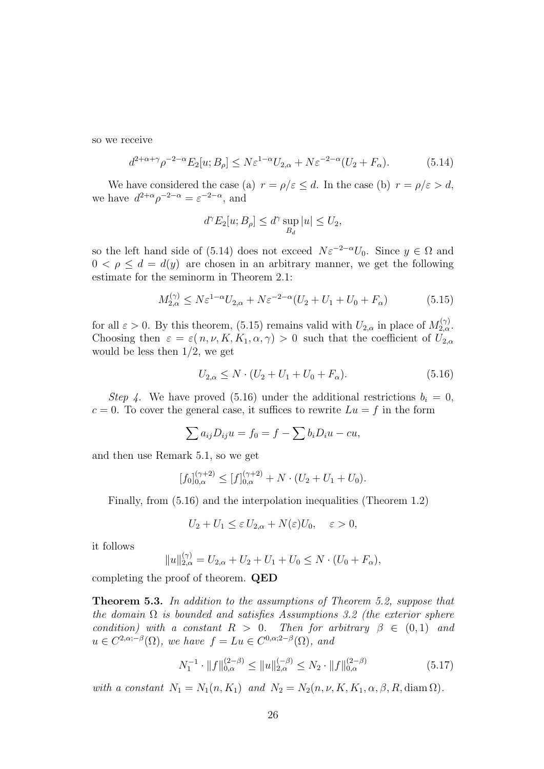so we receive

$$d^{2+\alpha+\gamma}\rho^{-2-\alpha}E_2[u;B_\rho] \le N\varepsilon^{1-\alpha}U_{2,\alpha} + N\varepsilon^{-2-\alpha}(U_2 + F_\alpha). \tag{5.14}$$

We have considered the case (a) $r = \rho/\varepsilon \le d$. In the case (b) $r = \rho/\varepsilon > d$, we have $d^{2+\alpha}\rho^{-2-\alpha} = \varepsilon^{-2-\alpha}$, and

$$d^\gamma E_2[u;B_\rho] \le d^\gamma \sup_{B_d}|u| \le U_2,$$

so the left hand side of (5.14) does not exceed $N\varepsilon^{-2-\alpha}U_0$. Since $y \in \Omega$ and $0 < \rho \le d = d(y)$ are chosen in an arbitrary manner, we get the following estimate for the seminorm in Theorem 2.1:

$$M_{2,\alpha}^{(\gamma)} \le N\varepsilon^{1-\alpha}U_{2,\alpha} + N\varepsilon^{-2-\alpha}(U_2 + U_1 + U_0 + F_\alpha) \tag{5.15}$$

for all $\varepsilon > 0$. By this theorem, (5.15) remains valid with $U_{2,\alpha}$ in place of $M_{2,\alpha}^{(\gamma)}$. Choosing then $\varepsilon = \varepsilon(n, \nu, K, K_1, \alpha, \gamma) > 0$ such that the coefficient of $U_{2,\alpha}$ would be less then $1/2$, we get

$$U_{2,\alpha} \le N \cdot (U_2 + U_1 + U_0 + F_\alpha). \tag{5.16}$$

*Step 4.* We have proved (5.16) under the additional restrictions $b_i = 0$, $c = 0$. To cover the general case, it suffices to rewrite $Lu = f$ in the form

$$\sum a_{ij}D_{ij}u = f_0 = f - \sum b_i D_i u - cu,$$

and then use Remark 5.1, so we get

$$[f_0]_{0,\alpha}^{(\gamma+2)} \le [f]_{0,\alpha}^{(\gamma+2)} + N \cdot (U_2 + U_1 + U_0).$$

Finally, from (5.16) and the interpolation inequalities (Theorem 1.2)

$$U_2 + U_1 \le \varepsilon\, U_{2,\alpha} + N(\varepsilon)U_0, \quad \varepsilon > 0,$$

it follows

$$\|u\|_{2,\alpha}^{(\gamma)} = U_{2,\alpha} + U_2 + U_1 + U_0 \le N \cdot (U_0 + F_\alpha),$$

completing the proof of theorem. **QED**

**Theorem 5.3.** *In addition to the assumptions of Theorem 5.2, suppose that the domain $\Omega$ is bounded and satisfies Assumptions 3.2 (the exterior sphere condition) with a constant $R > 0$. Then for arbitrary $\beta \in (0,1)$ and $u \in C^{2,\alpha;-\beta}(\Omega)$, we have $f = Lu \in C^{0,\alpha;2-\beta}(\Omega)$, and*

$$N_1^{-1} \cdot \|f\|_{0,\alpha}^{(2-\beta)} \le \|u\|_{2,\alpha}^{(-\beta)} \le N_2 \cdot \|f\|_{0,\alpha}^{(2-\beta)} \tag{5.17}$$

*with a constant $N_1 = N_1(n, K_1)$ and $N_2 = N_2(n, \nu, K, K_1, \alpha, \beta, R, \operatorname{diam}\Omega)$.*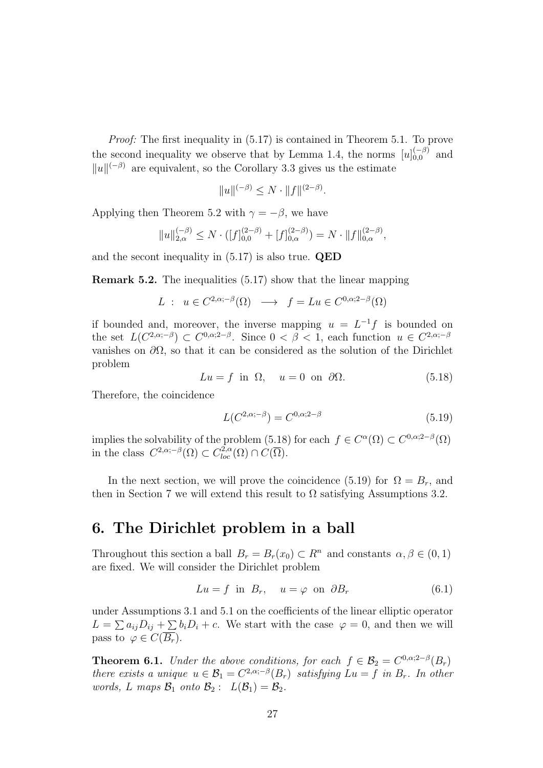*Proof:* The first inequality in (5.17) is contained in Theorem 5.1. To prove the second inequality we observe that by Lemma 1.4, the norms $[u]_{0,0}^{(-\beta)}$ and $\|u\|^{(-\beta)}$ are equivalent, so the Corollary 3.3 gives us the estimate

$$\|u\|^{(-\beta)} \le N \cdot \|f\|^{(2-\beta)}.$$

Applying then Theorem 5.2 with $\gamma = -\beta$, we have

$$\|u\|_{2,\alpha}^{(-\beta)} \le N \cdot ([f]_{0,0}^{(2-\beta)} + [f]_{0,\alpha}^{(2-\beta)}) = N \cdot \|f\|_{0,\alpha}^{(2-\beta)},$$

and the secont inequality in (5.17) is also true. **QED**

**Remark 5.2.** The inequalities (5.17) show that the linear mapping

$$L \;:\; u \in C^{2,\alpha;-\beta}(\Omega) \;\longrightarrow\; f = Lu \in C^{0,\alpha;2-\beta}(\Omega)$$

if bounded and, moreover, the inverse mapping $u = L^{-1}f$ is bounded on the set $L(C^{2,\alpha;-\beta}) \subset C^{0,\alpha;2-\beta}$. Since $0 < \beta < 1$, each function $u \in C^{2,\alpha;-\beta}$ vanishes on $\partial\Omega$, so that it can be considered as the solution of the Dirichlet problem

$$Lu = f \text{ in } \Omega, \quad u = 0 \text{ on } \partial\Omega. \tag{5.18}$$

Therefore, the coincidence

$$L(C^{2,\alpha;-\beta}) = C^{0,\alpha;2-\beta} \tag{5.19}$$

implies the solvability of the problem (5.18) for each $f \in C^{\alpha}(\Omega) \subset C^{0,\alpha;2-\beta}(\Omega)$ in the class $C^{2,\alpha;-\beta}(\Omega) \subset C^{2,\alpha}_{loc}(\Omega) \cap C(\overline{\Omega})$.

In the next section, we will prove the coincidence (5.19) for $\Omega = B_r$, and then in Section 7 we will extend this result to $\Omega$ satisfying Assumptions 3.2.

# 6. The Dirichlet problem in a ball

Throughout this section a ball $B_r = B_r(x_0) \subset R^n$ and constants $\alpha, \beta \in (0, 1)$ are fixed. We will consider the Dirichlet problem

$$Lu = f \text{ in } B_r, \quad u = \varphi \text{ on } \partial B_r \tag{6.1}$$

under Assumptions 3.1 and 5.1 on the coefficients of the linear elliptic operator $L = \sum a_{ij}D_{ij} + \sum b_i D_i + c$. We start with the case $\varphi = 0$, and then we will pass to $\varphi \in C(\overline{B_r})$.

**Theorem 6.1.** *Under the above conditions, for each $f \in \mathcal{B}_2 = C^{0,\alpha;2-\beta}(B_r)$ there exists a unique $u \in \mathcal{B}_1 = C^{2,\alpha;-\beta}(B_r)$ satisfying $Lu = f$ in $B_r$. In other words, $L$ maps $\mathcal{B}_1$ onto $\mathcal{B}_2$: $L(\mathcal{B}_1) = \mathcal{B}_2$.*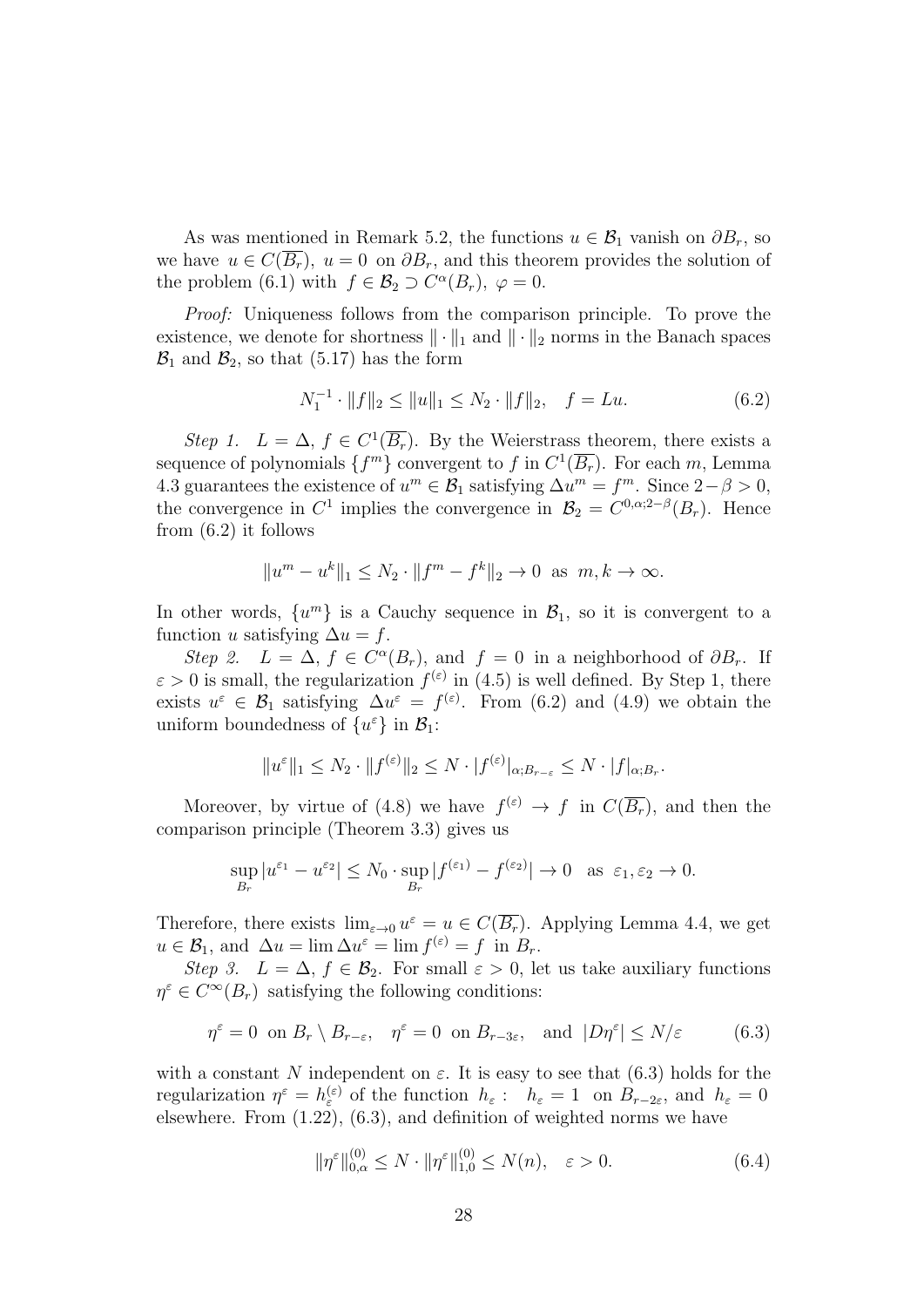As was mentioned in Remark 5.2, the functions $u \in \mathcal{B}_1$ vanish on $\partial B_r$, so we have $u \in C(\overline{B_r})$, $u = 0$ on $\partial B_r$, and this theorem provides the solution of the problem (6.1) with $f \in \mathcal{B}_2 \supset C^\alpha(B_r)$, $\varphi = 0$.

*Proof:* Uniqueness follows from the comparison principle. To prove the existence, we denote for shortness $\|\cdot\|_1$ and $\|\cdot\|_2$ norms in the Banach spaces $\mathcal{B}_1$ and $\mathcal{B}_2$, so that (5.17) has the form

$$N_1^{-1} \cdot \|f\|_2 \le \|u\|_1 \le N_2 \cdot \|f\|_2, \quad f = Lu. \tag{6.2}$$

*Step 1.* $L = \Delta$, $f \in C^1(\overline{B_r})$. By the Weierstrass theorem, there exists a sequence of polynomials $\{f^m\}$ convergent to $f$ in $C^1(\overline{B_r})$. For each $m$, Lemma 4.3 guarantees the existence of $u^m \in \mathcal{B}_1$ satisfying $\Delta u^m = f^m$. Since $2-\beta > 0$, the convergence in $C^1$ implies the convergence in $\mathcal{B}_2 = C^{0,\alpha;2-\beta}(B_r)$. Hence from (6.2) it follows

$$\|u^m - u^k\|_1 \le N_2 \cdot \|f^m - f^k\|_2 \to 0 \;\text{ as }\; m, k \to \infty.$$

In other words, $\{u^m\}$ is a Cauchy sequence in $\mathcal{B}_1$, so it is convergent to a function $u$ satisfying $\Delta u = f$.

*Step 2.* $L = \Delta$, $f \in C^\alpha(B_r)$, and $f = 0$ in a neighborhood of $\partial B_r$. If $\varepsilon > 0$ is small, the regularization $f^{(\varepsilon)}$ in (4.5) is well defined. By Step 1, there exists $u^\varepsilon \in \mathcal{B}_1$ satisfying $\Delta u^\varepsilon = f^{(\varepsilon)}$. From (6.2) and (4.9) we obtain the uniform boundedness of $\{u^\varepsilon\}$ in $\mathcal{B}_1$:

$$\|u^\varepsilon\|_1 \le N_2 \cdot \|f^{(\varepsilon)}\|_2 \le N \cdot |f^{(\varepsilon)}|_{\alpha;B_{r-\varepsilon}} \le N \cdot |f|_{\alpha;B_r}.$$

Moreover, by virtue of (4.8) we have $f^{(\varepsilon)} \to f$ in $C(\overline{B_r})$, and then the comparison principle (Theorem 3.3) gives us

$$\sup_{B_r} |u^{\varepsilon_1} - u^{\varepsilon_2}| \le N_0 \cdot \sup_{B_r} |f^{(\varepsilon_1)} - f^{(\varepsilon_2)}| \to 0 \quad \text{as } \varepsilon_1, \varepsilon_2 \to 0.$$

Therefore, there exists $\lim_{\varepsilon \to 0} u^\varepsilon = u \in C(\overline{B_r})$. Applying Lemma 4.4, we get $u \in \mathcal{B}_1$, and $\Delta u = \lim \Delta u^\varepsilon = \lim f^{(\varepsilon)} = f$ in $B_r$.

*Step 3.* $L = \Delta$, $f \in \mathcal{B}_2$. For small $\varepsilon > 0$, let us take auxiliary functions $\eta^\varepsilon \in C^\infty(B_r)$ satisfying the following conditions:

$$\eta^\varepsilon = 0 \;\text{ on } B_r \setminus B_{r-\varepsilon}, \quad \eta^\varepsilon = 0 \;\text{ on } B_{r-3\varepsilon}, \quad \text{and } |D\eta^\varepsilon| \le N/\varepsilon \tag{6.3}$$

with a constant $N$ independent on $\varepsilon$. It is easy to see that (6.3) holds for the regularization $\eta^\varepsilon = h_\varepsilon^{(\varepsilon)}$ of the function $h_\varepsilon :\;\; h_\varepsilon = 1$ on $B_{r-2\varepsilon}$, and $h_\varepsilon = 0$ elsewhere. From (1.22), (6.3), and definition of weighted norms we have

$$\|\eta^\varepsilon\|_{0,\alpha}^{(0)} \le N \cdot \|\eta^\varepsilon\|_{1,0}^{(0)} \le N(n), \quad \varepsilon > 0. \tag{6.4}$$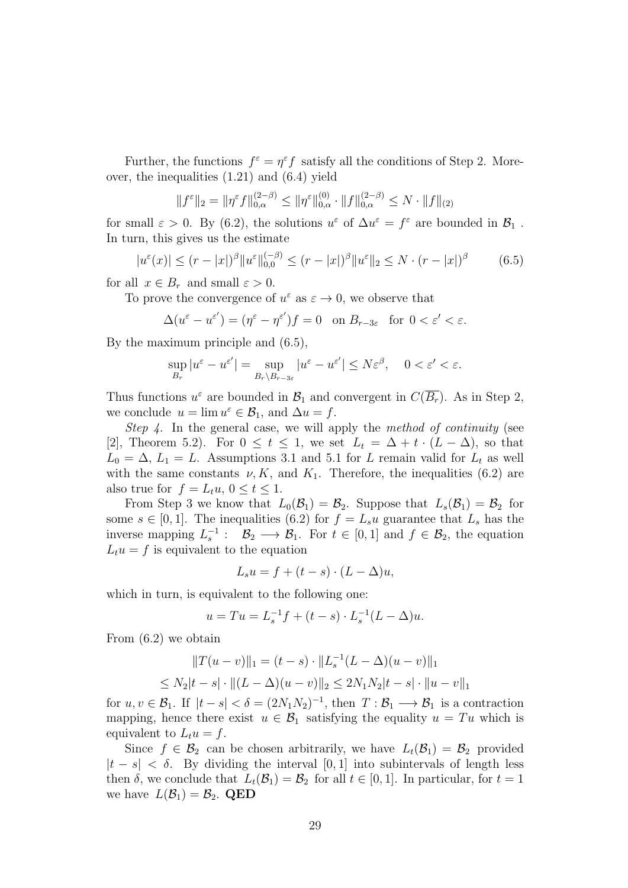Further, the functions $f^\varepsilon = \eta^\varepsilon f$ satisfy all the conditions of Step 2. Moreover, the inequalities (1.21) and (6.4) yield

$$\|f^\varepsilon\|_2 = \|\eta^\varepsilon f\|_{0,\alpha}^{(2-\beta)} \le \|\eta^\varepsilon\|_{0,\alpha}^{(0)} \cdot \|f\|_{0,\alpha}^{(2-\beta)} \le N \cdot \|f\|_{(2)}$$

for small $\varepsilon > 0$. By (6.2), the solutions $u^\varepsilon$ of $\Delta u^\varepsilon = f^\varepsilon$ are bounded in $\mathcal{B}_1$. In turn, this gives us the estimate

$$|u^\varepsilon(x)| \le (r - |x|)^\beta \|u^\varepsilon\|_{0,0}^{(-\beta)} \le (r - |x|)^\beta \|u^\varepsilon\|_2 \le N \cdot (r - |x|)^\beta \tag{6.5}$$

for all $x \in B_r$ and small $\varepsilon > 0$.

To prove the convergence of $u^\varepsilon$ as $\varepsilon \to 0$, we observe that

$$\Delta(u^\varepsilon - u^{\varepsilon'}) = (\eta^\varepsilon - \eta^{\varepsilon'})f = 0 \quad \text{on } B_{r-3\varepsilon} \quad \text{for } 0 < \varepsilon' < \varepsilon.$$

By the maximum principle and (6.5),

$$\sup_{B_r} |u^\varepsilon - u^{\varepsilon'}| = \sup_{B_r \setminus B_{r-3\varepsilon}} |u^\varepsilon - u^{\varepsilon'}| \le N\varepsilon^\beta, \quad 0 < \varepsilon' < \varepsilon.$$

Thus functions $u^\varepsilon$ are bounded in $\mathcal{B}_1$ and convergent in $C(\overline{B_r})$. As in Step 2, we conclude $u = \lim u^\varepsilon \in \mathcal{B}_1$, and $\Delta u = f$.

*Step 4.* In the general case, we will apply the *method of continuity* (see [2], Theorem 5.2). For $0 \le t \le 1$, we set $L_t = \Delta + t \cdot (L - \Delta)$, so that $L_0 = \Delta$, $L_1 = L$. Assumptions 3.1 and 5.1 for $L$ remain valid for $L_t$ as well with the same constants $\nu, K$, and $K_1$. Therefore, the inequalities (6.2) are also true for $f = L_t u$, $0 \le t \le 1$.

From Step 3 we know that $L_0(\mathcal{B}_1) = \mathcal{B}_2$. Suppose that $L_s(\mathcal{B}_1) = \mathcal{B}_2$ for some $s \in [0, 1]$. The inequalities (6.2) for $f = L_s u$ guarantee that $L_s$ has the inverse mapping $L_s^{-1} : \ \mathcal{B}_2 \longrightarrow \mathcal{B}_1$. For $t \in [0, 1]$ and $f \in \mathcal{B}_2$, the equation $L_t u = f$ is equivalent to the equation

$$L_s u = f + (t - s) \cdot (L - \Delta)u,$$

which in turn, is equivalent to the following one:

$$u = Tu = L_s^{-1} f + (t - s) \cdot L_s^{-1}(L - \Delta)u.$$

From (6.2) we obtain

$$\|T(u - v)\|_1 = (t - s) \cdot \|L_s^{-1}(L - \Delta)(u - v)\|_1$$

$$\le N_2|t - s| \cdot \|(L - \Delta)(u - v)\|_2 \le 2N_1N_2|t - s| \cdot \|u - v\|_1$$

for $u, v \in \mathcal{B}_1$. If $|t - s| < \delta = (2N_1N_2)^{-1}$, then $T : \mathcal{B}_1 \longrightarrow \mathcal{B}_1$ is a contraction mapping, hence there exist $u \in \mathcal{B}_1$ satisfying the equality $u = Tu$ which is equivalent to $L_t u = f$.

Since $f \in \mathcal{B}_2$ can be chosen arbitrarily, we have $L_t(\mathcal{B}_1) = \mathcal{B}_2$ provided $|t - s| < \delta$. By dividing the interval $[0, 1]$ into subintervals of length less then $\delta$, we conclude that $L_t(\mathcal{B}_1) = \mathcal{B}_2$ for all $t \in [0, 1]$. In particular, for $t = 1$ we have $L(\mathcal{B}_1) = \mathcal{B}_2$. **QED**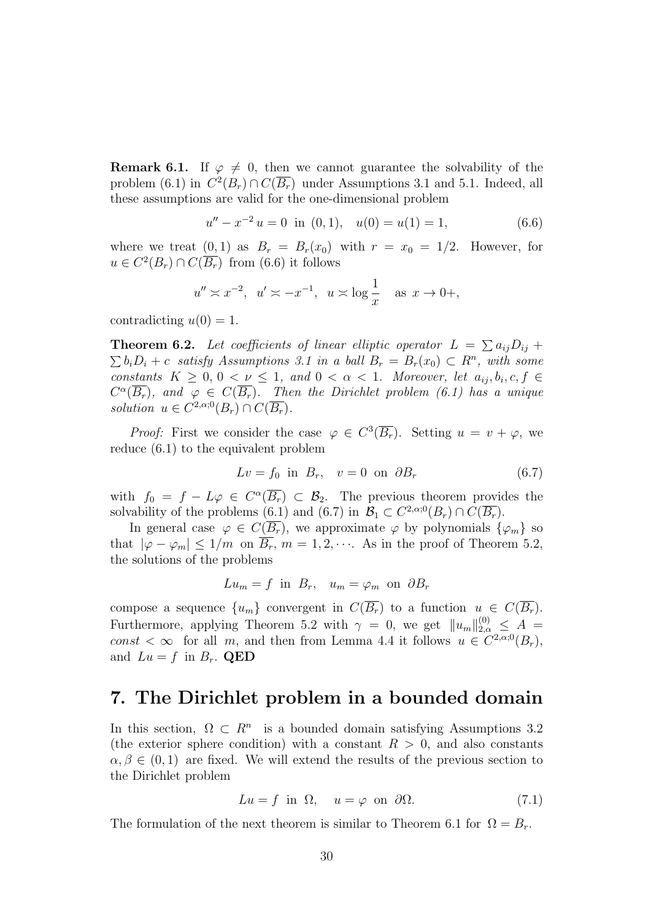**Remark 6.1.** If $\varphi \neq 0$, then we cannot guarantee the solvability of the problem (6.1) in $C^2(B_r) \cap C(\overline{B_r})$ under Assumptions 3.1 and 5.1. Indeed, all these assumptions are valid for the one-dimensional problem

$$u'' - x^{-2}\, u = 0 \;\text{ in }\; (0,1), \quad u(0) = u(1) = 1, \tag{6.6}$$

where we treat $(0,1)$ as $B_r = B_r(x_0)$ with $r = x_0 = 1/2$. However, for $u \in C^2(B_r) \cap C(\overline{B_r})$ from (6.6) it follows

$$u'' \asymp x^{-2}, \;\; u' \asymp -x^{-1}, \;\; u \asymp \log \frac{1}{x} \quad \text{as } x \to 0+,$$

contradicting $u(0) = 1$.

**Theorem 6.2.** *Let coefficients of linear elliptic operator $L = \sum a_{ij} D_{ij} + \sum b_i D_i + c$ satisfy Assumptions 3.1 in a ball $B_r = B_r(x_0) \subset R^n$, with some constants $K \geq 0$, $0 < \nu \leq 1$, and $0 < \alpha < 1$. Moreover, let $a_{ij}, b_i, c, f \in C^\alpha(\overline{B_r})$, and $\varphi \in C(\overline{B_r})$. Then the Dirichlet problem (6.1) has a unique solution $u \in C^{2,\alpha;0}(B_r) \cap C(\overline{B_r})$.*

*Proof:* First we consider the case $\varphi \in C^3(\overline{B_r})$. Setting $u = v + \varphi$, we reduce (6.1) to the equivalent problem

$$Lv = f_0 \;\text{ in }\; B_r, \quad v = 0 \;\text{ on }\; \partial B_r \tag{6.7}$$

with $f_0 = f - L\varphi \in C^\alpha(\overline{B_r}) \subset \mathcal{B}_2$. The previous theorem provides the solvability of the problems (6.1) and (6.7) in $\mathcal{B}_1 \subset C^{2,\alpha;0}(B_r) \cap C(\overline{B_r})$.

In general case $\varphi \in C(\overline{B_r})$, we approximate $\varphi$ by polynomials $\{\varphi_m\}$ so that $|\varphi - \varphi_m| \leq 1/m$ on $\overline{B_r}$, $m = 1, 2, \cdots$. As in the proof of Theorem 5.2, the solutions of the problems

$$Lu_m = f \;\text{ in }\; B_r, \quad u_m = \varphi_m \;\text{ on }\; \partial B_r$$

compose a sequence $\{u_m\}$ convergent in $C(\overline{B_r})$ to a function $u \in C(\overline{B_r})$. Furthermore, applying Theorem 5.2 with $\gamma = 0$, we get $\|u_m\|^{(0)}_{2,\alpha} \leq A = const < \infty$ for all $m$, and then from Lemma 4.4 it follows $u \in C^{2,\alpha;0}(B_r)$, and $Lu = f$ in $B_r$. **QED**

# 7. The Dirichlet problem in a bounded domain

In this section, $\Omega \subset R^n$ is a bounded domain satisfying Assumptions 3.2 (the exterior sphere condition) with a constant $R > 0$, and also constants $\alpha, \beta \in (0,1)$ are fixed. We will extend the results of the previous section to the Dirichlet problem

$$Lu = f \;\text{ in }\; \Omega, \quad u = \varphi \;\text{ on }\; \partial\Omega. \tag{7.1}$$

The formulation of the next theorem is similar to Theorem 6.1 for $\Omega = B_r$.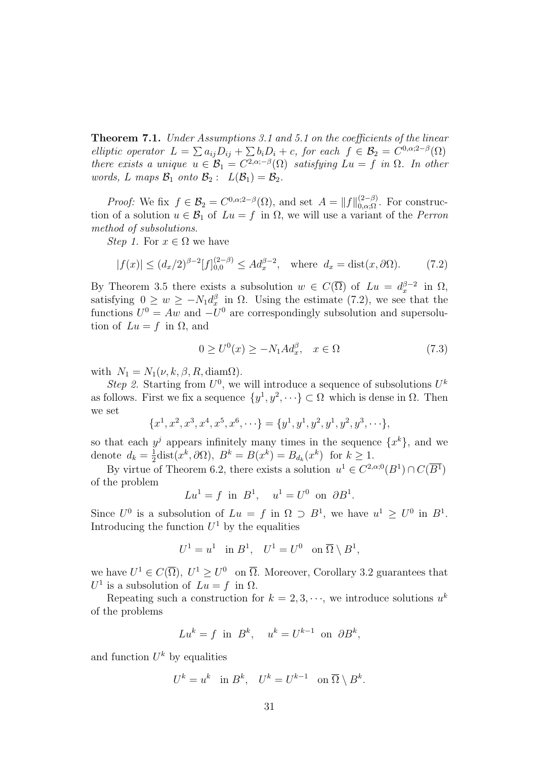**Theorem 7.1.** *Under Assumptions 3.1 and 5.1 on the coefficients of the linear elliptic operator* $L = \sum a_{ij}D_{ij} + \sum b_i D_i + c$*, for each* $f \in \mathcal{B}_2 = C^{0,\alpha;2-\beta}(\Omega)$ *there exists a unique* $u \in \mathcal{B}_1 = C^{2,\alpha;-\beta}(\Omega)$ *satisfying* $Lu = f$ *in* $\Omega$*. In other words,* $L$ *maps* $\mathcal{B}_1$ *onto* $\mathcal{B}_2$ *:* $L(\mathcal{B}_1) = \mathcal{B}_2$*.*

*Proof:* We fix $f \in \mathcal{B}_2 = C^{0,\alpha;2-\beta}(\Omega)$, and set $A = \|f\|^{(2-\beta)}_{0,\alpha;\Omega}$. For construction of a solution $u \in \mathcal{B}_1$ of $Lu = f$ in $\Omega$, we will use a variant of the *Perron method of subsolutions*.

*Step 1.* For $x \in \Omega$ we have

$$|f(x)| \le (d_x/2)^{\beta-2}[f]^{(2-\beta)}_{0,0} \le A d_x^{\beta-2}, \quad \text{where } d_x = \operatorname{dist}(x, \partial\Omega). \tag{7.2}$$

By Theorem 3.5 there exists a subsolution $w \in C(\overline{\Omega})$ of $Lu = d_x^{\beta-2}$ in $\Omega$, satisfying $0 \ge w \ge -N_1 d_x^{\beta}$ in $\Omega$. Using the estimate (7.2), we see that the functions $U^0 = Aw$ and $-U^0$ are correspondingly subsolution and supersolution of $Lu = f$ in $\Omega$, and

$$0 \ge U^0(x) \ge -N_1 A d_x^{\beta}, \quad x \in \Omega \tag{7.3}$$

with $N_1 = N_1(\nu, k, \beta, R, \operatorname{diam}\Omega)$.

*Step 2.* Starting from $U^0$, we will introduce a sequence of subsolutions $U^k$ as follows. First we fix a sequence $\{y^1, y^2, \cdots\} \subset \Omega$ which is dense in $\Omega$. Then we set

$$\{x^1, x^2, x^3, x^4, x^5, x^6, \cdots\} = \{y^1, y^1, y^2, y^1, y^2, y^3, \cdots\},$$

so that each $y^j$ appears infinitely many times in the sequence $\{x^k\}$, and we denote $d_k = \frac{1}{2}\operatorname{dist}(x^k, \partial\Omega)$, $B^k = B(x^k) = B_{d_k}(x^k)$ for $k \ge 1$.

By virtue of Theorem 6.2, there exists a solution $u^1 \in C^{2,\alpha;0}(B^1) \cap C(\overline{B^1})$ of the problem

$$Lu^1 = f \ \text{ in } \ B^1, \quad u^1 = U^0 \ \text{ on } \ \partial B^1.$$

Since $U^0$ is a subsolution of $Lu = f$ in $\Omega \supset B^1$, we have $u^1 \ge U^0$ in $B^1$. Introducing the function $U^1$ by the equalities

$$U^1 = u^1 \quad \text{in } B^1, \quad U^1 = U^0 \quad \text{on } \overline{\Omega} \setminus B^1,$$

we have $U^1 \in C(\overline{\Omega})$, $U^1 \ge U^0$ on $\overline{\Omega}$. Moreover, Corollary 3.2 guarantees that $U^1$ is a subsolution of $Lu = f$ in $\Omega$.

Repeating such a construction for $k = 2, 3, \cdots$, we introduce solutions $u^k$ of the problems

$$Lu^k = f \ \text{ in } \ B^k, \quad u^k = U^{k-1} \ \text{ on } \ \partial B^k,$$

and function $U^k$ by equalities

$$U^k = u^k \quad \text{in } B^k, \quad U^k = U^{k-1} \quad \text{on } \overline{\Omega} \setminus B^k.$$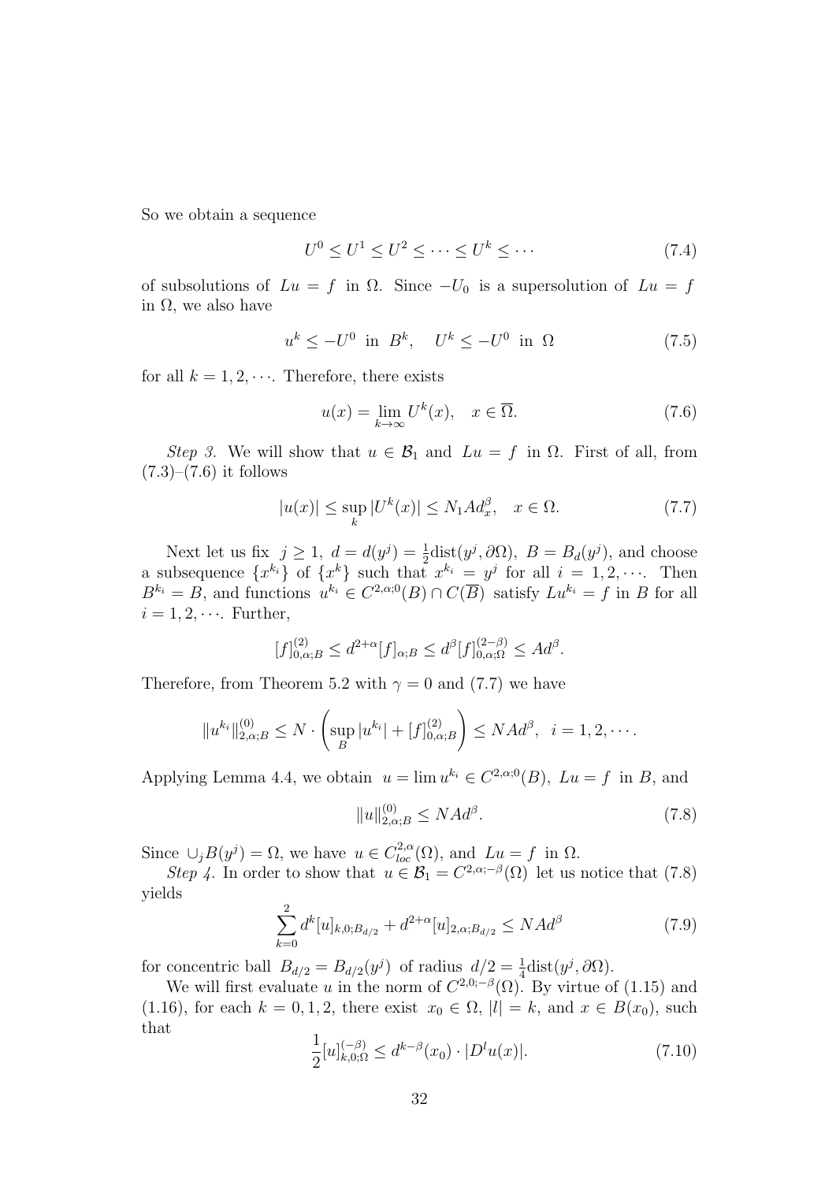So we obtain a sequence

$$U^0 \le U^1 \le U^2 \le \cdots \le U^k \le \cdots \tag{7.4}$$

of subsolutions of $Lu = f$ in $\Omega$. Since $-U_0$ is a supersolution of $Lu = f$ in $\Omega$, we also have

$$u^k \le -U^0 \text{ in } B^k, \quad U^k \le -U^0 \text{ in } \Omega \tag{7.5}$$

for all $k = 1, 2, \cdots$. Therefore, there exists

$$u(x) = \lim_{k\to\infty} U^k(x), \quad x \in \overline{\Omega}. \tag{7.6}$$

*Step 3.* We will show that $u \in \mathcal{B}_1$ and $Lu = f$ in $\Omega$. First of all, from (7.3)–(7.6) it follows

$$|u(x)| \le \sup_k |U^k(x)| \le N_1 A d_x^\beta, \quad x \in \Omega. \tag{7.7}$$

Next let us fix $j \ge 1$, $d = d(y^j) = \frac{1}{2}\text{dist}(y^j, \partial\Omega)$, $B = B_d(y^j)$, and choose a subsequence $\{x^{k_i}\}$ of $\{x^k\}$ such that $x^{k_i} = y^j$ for all $i = 1, 2, \cdots$. Then $B^{k_i} = B$, and functions $u^{k_i} \in C^{2,\alpha;0}(B) \cap C(\overline{B})$ satisfy $Lu^{k_i} = f$ in $B$ for all $i = 1, 2, \cdots$. Further,

$$[f]^{(2)}_{0,\alpha;B} \le d^{2+\alpha}[f]_{\alpha;B} \le d^\beta [f]^{(2-\beta)}_{0,\alpha;\Omega} \le A d^\beta.$$

Therefore, from Theorem 5.2 with $\gamma = 0$ and (7.7) we have

$$\|u^{k_i}\|^{(0)}_{2,\alpha;B} \le N \cdot \left(\sup_B |u^{k_i}| + [f]^{(2)}_{0,\alpha;B}\right) \le N A d^\beta, \;\; i = 1, 2, \cdots.$$

Applying Lemma 4.4, we obtain $u = \lim u^{k_i} \in C^{2,\alpha;0}(B)$, $Lu = f$ in $B$, and

$$\|u\|^{(0)}_{2,\alpha;B} \le N A d^\beta. \tag{7.8}$$

Since $\cup_j B(y^j) = \Omega$, we have $u \in C^{2,\alpha}_{loc}(\Omega)$, and $Lu = f$ in $\Omega$.

*Step 4.* In order to show that $u \in \mathcal{B}_1 = C^{2,\alpha;-\beta}(\Omega)$ let us notice that (7.8) yields

$$\sum_{k=0}^{2} d^k [u]_{k,0;B_{d/2}} + d^{2+\alpha}[u]_{2,\alpha;B_{d/2}} \le N A d^\beta \tag{7.9}$$

for concentric ball $B_{d/2} = B_{d/2}(y^j)$ of radius $d/2 = \frac{1}{4}\text{dist}(y^j, \partial\Omega)$.

We will first evaluate $u$ in the norm of $C^{2,0;-\beta}(\Omega)$. By virtue of (1.15) and (1.16), for each $k = 0, 1, 2$, there exist $x_0 \in \Omega$, $|l| = k$, and $x \in B(x_0)$, such that

$$\frac{1}{2}[u]^{(-\beta)}_{k,0;\Omega} \le d^{k-\beta}(x_0) \cdot |D^l u(x)|. \tag{7.10}$$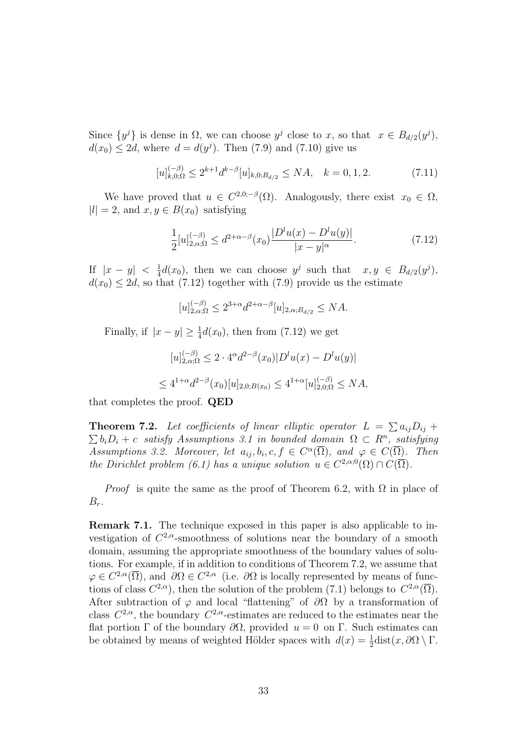Since $\{y^j\}$ is dense in $\Omega$, we can choose $y^j$ close to $x$, so that $x \in B_{d/2}(y^j)$, $d(x_0) \le 2d$, where $d = d(y^j)$. Then (7.9) and (7.10) give us

$$[u]^{(-\beta)}_{k,0;\Omega} \le 2^{k+1} d^{k-\beta} [u]_{k,0;B_{d/2}} \le NA, \quad k = 0, 1, 2. \tag{7.11}$$

We have proved that $u \in C^{2,0;-\beta}(\Omega)$. Analogously, there exist $x_0 \in \Omega$, $|l| = 2$, and $x, y \in B(x_0)$ satisfying

$$\frac{1}{2}[u]^{(-\beta)}_{2,\alpha;\Omega} \le d^{2+\alpha-\beta}(x_0) \frac{|D^l u(x) - D^l u(y)|}{|x-y|^\alpha}. \tag{7.12}$$

If $|x - y| < \frac{1}{4}d(x_0)$, then we can choose $y^j$ such that $x, y \in B_{d/2}(y^j)$, $d(x_0) \le 2d$, so that (7.12) together with (7.9) provide us the estimate

$$[u]^{(-\beta)}_{2,\alpha;\Omega} \le 2^{3+\alpha} d^{2+\alpha-\beta} [u]_{2,\alpha;B_{d/2}} \le NA.$$

Finally, if $|x - y| \ge \frac{1}{4}d(x_0)$, then from (7.12) we get

$$[u]^{(-\beta)}_{2,\alpha;\Omega} \le 2 \cdot 4^\alpha d^{2-\beta}(x_0) |D^l u(x) - D^l u(y)|$$

$$\le 4^{1+\alpha} d^{2-\beta}(x_0) [u]_{2,0;B(x_0)} \le 4^{1+\alpha} [u]^{(-\beta)}_{2,0;\Omega} \le NA,$$

that completes the proof. **QED**

**Theorem 7.2.** *Let coefficients of linear elliptic operator $L = \sum a_{ij} D_{ij} + \sum b_i D_i + c$ satisfy Assumptions 3.1 in bounded domain $\Omega \subset R^n$, satisfying Assumptions 3.2. Moreover, let $a_{ij}, b_i, c, f \in C^\alpha(\overline{\Omega})$, and $\varphi \in C(\overline{\Omega})$. Then the Dirichlet problem (6.1) has a unique solution $u \in C^{2,\alpha;0}(\Omega) \cap C(\overline{\Omega})$.*

*Proof* is quite the same as the proof of Theorem 6.2, with $\Omega$ in place of $B_r$.

**Remark 7.1.** The technique exposed in this paper is also applicable to investigation of $C^{2,\alpha}$-smoothness of solutions near the boundary of a smooth domain, assuming the appropriate smoothness of the boundary values of solutions. For example, if in addition to conditions of Theorem 7.2, we assume that $\varphi \in C^{2,\alpha}(\overline{\Omega})$, and $\partial\Omega \in C^{2,\alpha}$ (i.e. $\partial\Omega$ is locally represented by means of functions of class $C^{2,\alpha}$), then the solution of the problem (7.1) belongs to $C^{2,\alpha}(\overline{\Omega})$. After subtraction of $\varphi$ and local "flattening" of $\partial\Omega$ by a transformation of class $C^{2,\alpha}$, the boundary $C^{2,\alpha}$-estimates are reduced to the estimates near the flat portion $\Gamma$ of the boundary $\partial\Omega$, provided $u = 0$ on $\Gamma$. Such estimates can be obtained by means of weighted Hölder spaces with $d(x) = \frac{1}{2}\mathrm{dist}(x, \partial\Omega \setminus \Gamma$.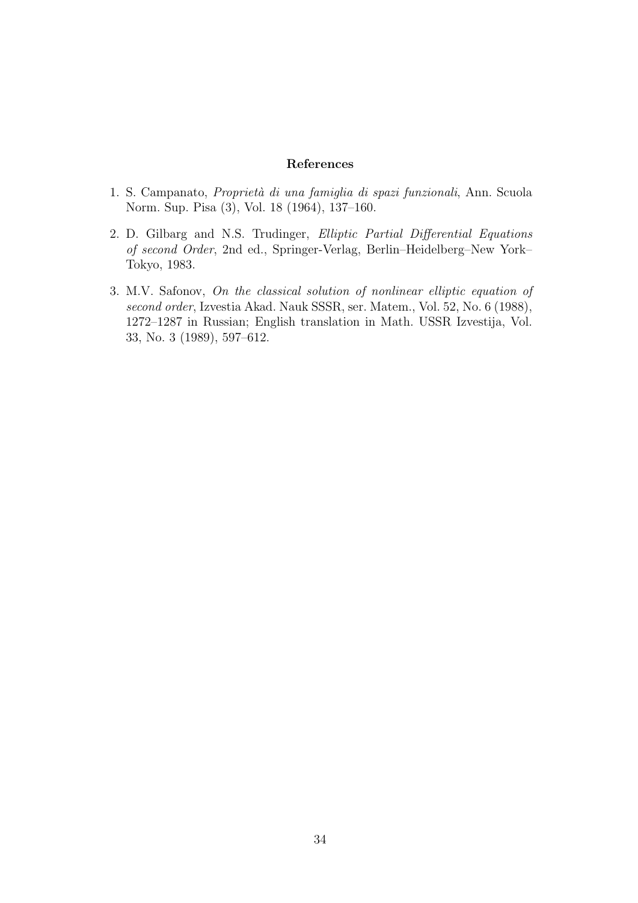## References

1. S. Campanato, *Proprietà di una famiglia di spazi funzionali*, Ann. Scuola Norm. Sup. Pisa (3), Vol. 18 (1964), 137–160.

2. D. Gilbarg and N.S. Trudinger, *Elliptic Partial Differential Equations of second Order*, 2nd ed., Springer-Verlag, Berlin–Heidelberg–New York–Tokyo, 1983.

3. M.V. Safonov, *On the classical solution of nonlinear elliptic equation of second order*, Izvestia Akad. Nauk SSSR, ser. Matem., Vol. 52, No. 6 (1988), 1272–1287 in Russian; English translation in Math. USSR Izvestija, Vol. 33, No. 3 (1989), 597–612.